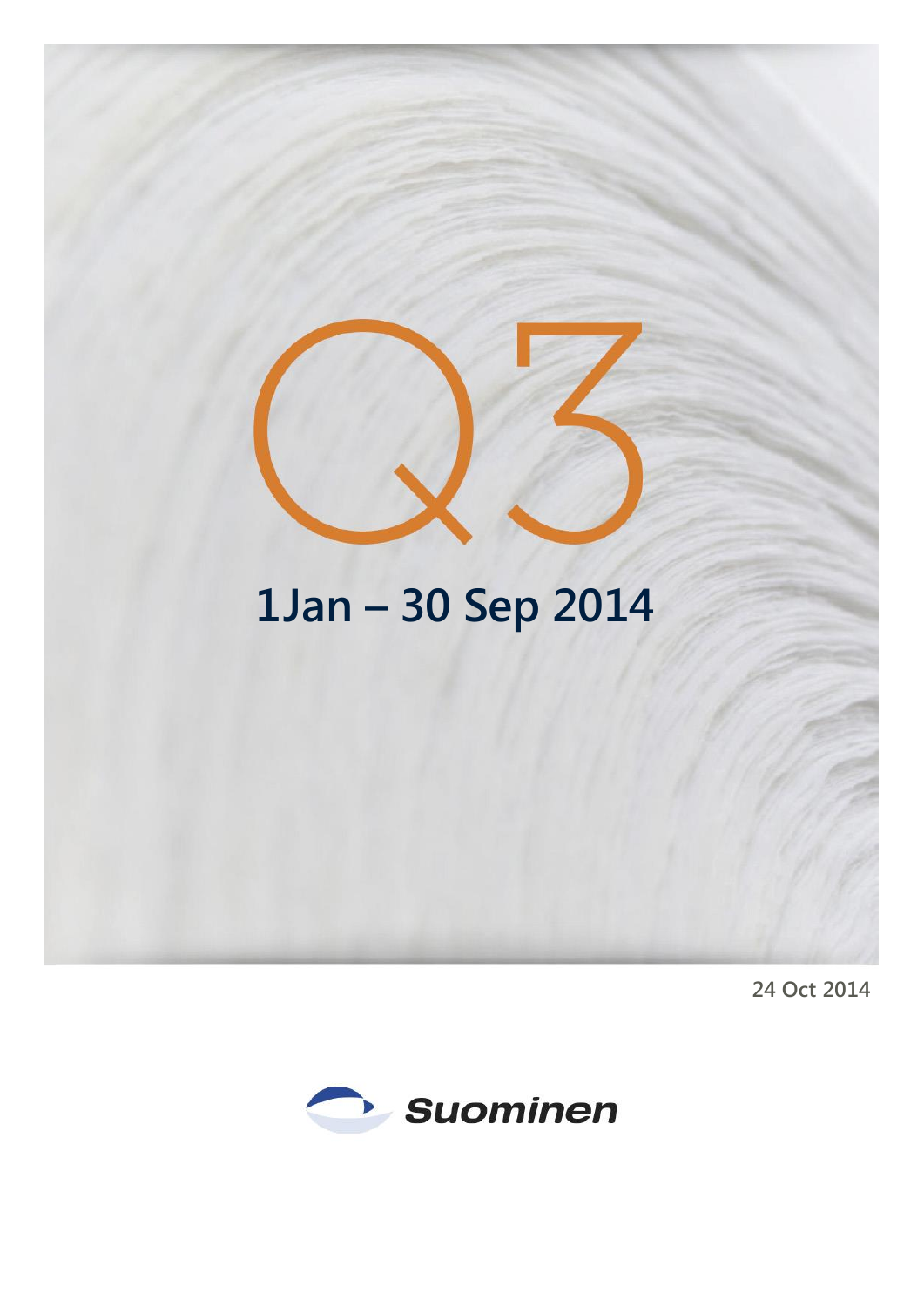# Q3

## 1Jan – 30 Sep 2014

24 Oct 2014

Suominen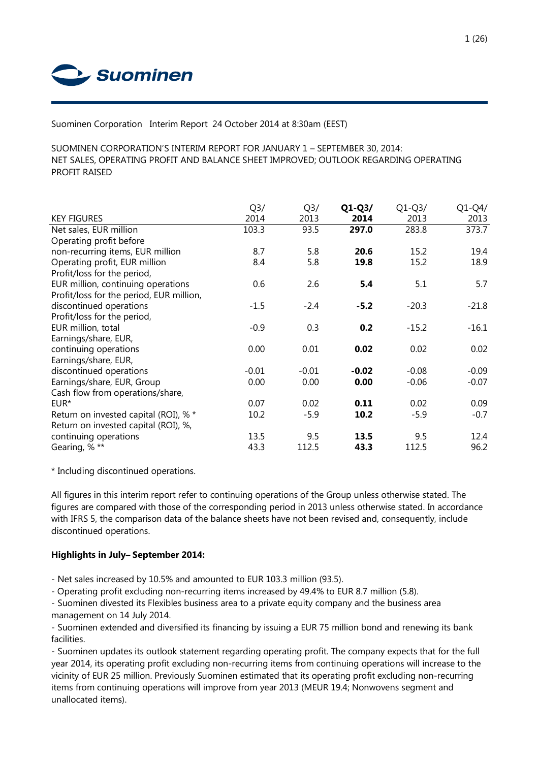Suominen Corporation Interim Report 24 October 2014 at 8:30am (EEST)

SUOMINEN CORPORATION'S INTERIM REPORT FOR JANUARY 1 – SEPTEMBER 30, 2014:
NET SALES, OPERATING PROFIT AND BALANCE SHEET IMPROVED; OUTLOOK REGARDING OPERATING PROFIT RAISED

| KEY FIGURES | Q3/ 2014 | Q3/ 2013 | **Q1-Q3/ 2014** | Q1-Q3/ 2013 | Q1-Q4/ 2013 |
|---|---|---|---|---|---|
| Net sales, EUR million | 103.3 | 93.5 | **297.0** | 283.8 | 373.7 |
| Operating profit before non-recurring items, EUR million | 8.7 | 5.8 | **20.6** | 15.2 | 19.4 |
| Operating profit, EUR million | 8.4 | 5.8 | **19.8** | 15.2 | 18.9 |
| Profit/loss for the period, EUR million, continuing operations | 0.6 | 2.6 | **5.4** | 5.1 | 5.7 |
| Profit/loss for the period, EUR million, discontinued operations | -1.5 | -2.4 | **-5.2** | -20.3 | -21.8 |
| Profit/loss for the period, EUR million, total | -0.9 | 0.3 | **0.2** | -15.2 | -16.1 |
| Earnings/share, EUR, continuing operations | 0.00 | 0.01 | **0.02** | 0.02 | 0.02 |
| Earnings/share, EUR, discontinued operations | -0.01 | -0.01 | **-0.02** | -0.08 | -0.09 |
| Earnings/share, EUR, Group | 0.00 | 0.00 | **0.00** | -0.06 | -0.07 |
| Cash flow from operations/share, EUR* | 0.07 | 0.02 | **0.11** | 0.02 | 0.09 |
| Return on invested capital (ROI), % * | 10.2 | -5.9 | **10.2** | -5.9 | -0.7 |
| Return on invested capital (ROI), %, continuing operations | 13.5 | 9.5 | **13.5** | 9.5 | 12.4 |
| Gearing, % ** | 43.3 | 112.5 | **43.3** | 112.5 | 96.2 |

\* Including discontinued operations.

All figures in this interim report refer to continuing operations of the Group unless otherwise stated. The figures are compared with those of the corresponding period in 2013 unless otherwise stated. In accordance with IFRS 5, the comparison data of the balance sheets have not been revised and, consequently, include discontinued operations.

**Highlights in July– September 2014:**

- Net sales increased by 10.5% and amounted to EUR 103.3 million (93.5).
- Operating profit excluding non-recurring items increased by 49.4% to EUR 8.7 million (5.8).
- Suominen divested its Flexibles business area to a private equity company and the business area management on 14 July 2014.
- Suominen extended and diversified its financing by issuing a EUR 75 million bond and renewing its bank facilities.
- Suominen updates its outlook statement regarding operating profit. The company expects that for the full year 2014, its operating profit excluding non-recurring items from continuing operations will increase to the vicinity of EUR 25 million. Previously Suominen estimated that its operating profit excluding non-recurring items from continuing operations will improve from year 2013 (MEUR 19.4; Nonwovens segment and unallocated items).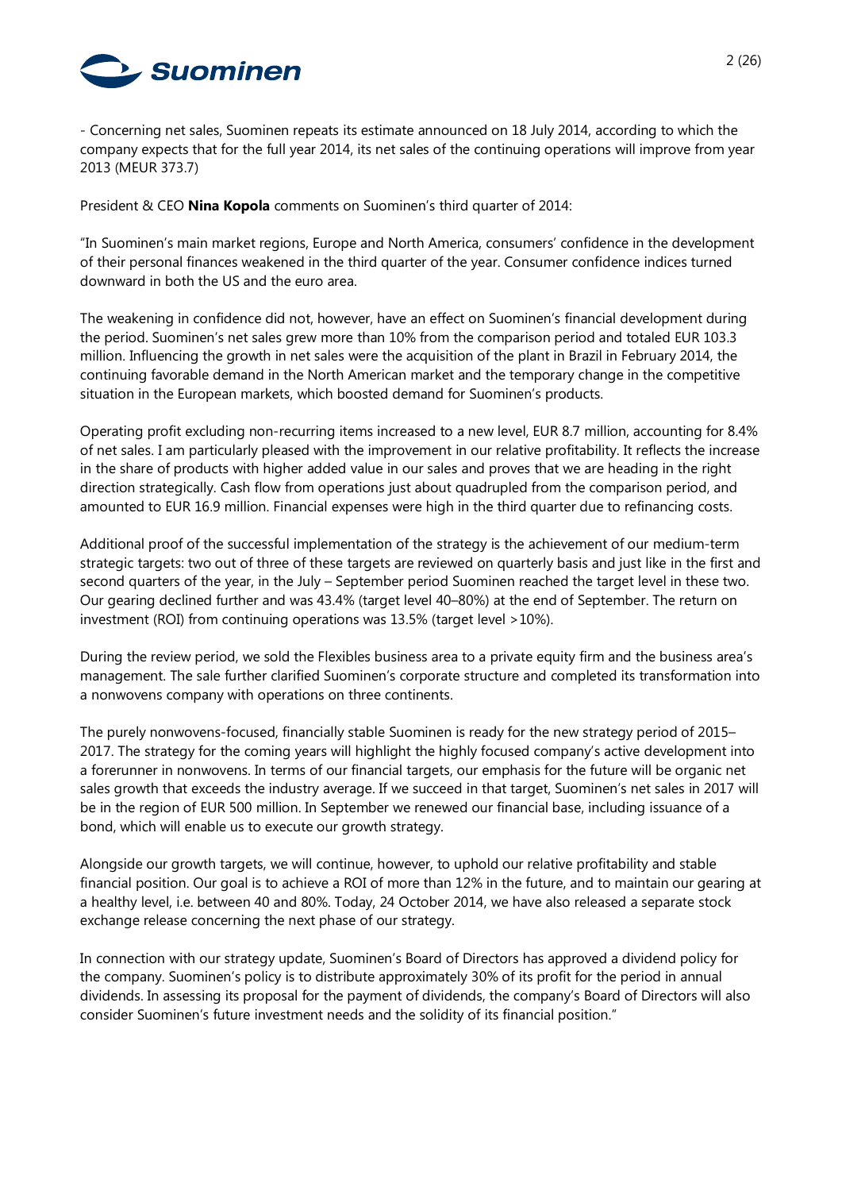- Concerning net sales, Suominen repeats its estimate announced on 18 July 2014, according to which the company expects that for the full year 2014, its net sales of the continuing operations will improve from year 2013 (MEUR 373.7)

President & CEO **Nina Kopola** comments on Suominen's third quarter of 2014:

"In Suominen's main market regions, Europe and North America, consumers' confidence in the development of their personal finances weakened in the third quarter of the year. Consumer confidence indices turned downward in both the US and the euro area.

The weakening in confidence did not, however, have an effect on Suominen's financial development during the period. Suominen's net sales grew more than 10% from the comparison period and totaled EUR 103.3 million. Influencing the growth in net sales were the acquisition of the plant in Brazil in February 2014, the continuing favorable demand in the North American market and the temporary change in the competitive situation in the European markets, which boosted demand for Suominen's products.

Operating profit excluding non-recurring items increased to a new level, EUR 8.7 million, accounting for 8.4% of net sales. I am particularly pleased with the improvement in our relative profitability. It reflects the increase in the share of products with higher added value in our sales and proves that we are heading in the right direction strategically. Cash flow from operations just about quadrupled from the comparison period, and amounted to EUR 16.9 million. Financial expenses were high in the third quarter due to refinancing costs.

Additional proof of the successful implementation of the strategy is the achievement of our medium-term strategic targets: two out of three of these targets are reviewed on quarterly basis and just like in the first and second quarters of the year, in the July – September period Suominen reached the target level in these two. Our gearing declined further and was 43.4% (target level 40–80%) at the end of September. The return on investment (ROI) from continuing operations was 13.5% (target level >10%).

During the review period, we sold the Flexibles business area to a private equity firm and the business area's management. The sale further clarified Suominen's corporate structure and completed its transformation into a nonwovens company with operations on three continents.

The purely nonwovens-focused, financially stable Suominen is ready for the new strategy period of 2015–2017. The strategy for the coming years will highlight the highly focused company's active development into a forerunner in nonwovens. In terms of our financial targets, our emphasis for the future will be organic net sales growth that exceeds the industry average. If we succeed in that target, Suominen's net sales in 2017 will be in the region of EUR 500 million. In September we renewed our financial base, including issuance of a bond, which will enable us to execute our growth strategy.

Alongside our growth targets, we will continue, however, to uphold our relative profitability and stable financial position. Our goal is to achieve a ROI of more than 12% in the future, and to maintain our gearing at a healthy level, i.e. between 40 and 80%. Today, 24 October 2014, we have also released a separate stock exchange release concerning the next phase of our strategy.

In connection with our strategy update, Suominen's Board of Directors has approved a dividend policy for the company. Suominen's policy is to distribute approximately 30% of its profit for the period in annual dividends. In assessing its proposal for the payment of dividends, the company's Board of Directors will also consider Suominen's future investment needs and the solidity of its financial position."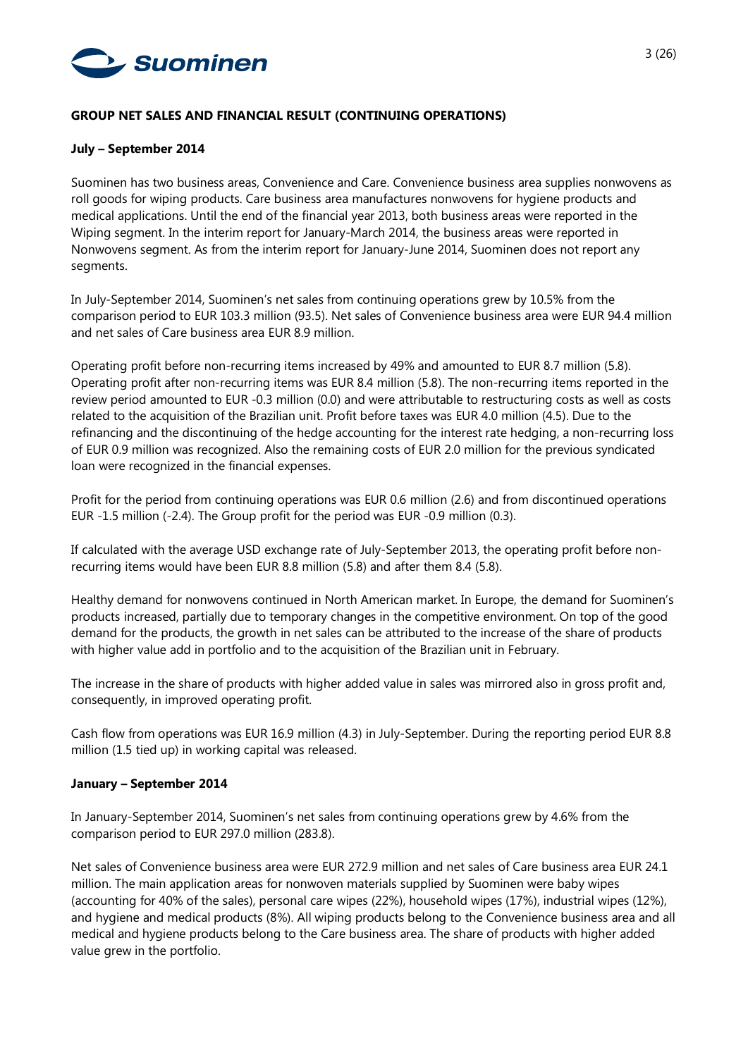## GROUP NET SALES AND FINANCIAL RESULT (CONTINUING OPERATIONS)

### July – September 2014

Suominen has two business areas, Convenience and Care. Convenience business area supplies nonwovens as roll goods for wiping products. Care business area manufactures nonwovens for hygiene products and medical applications. Until the end of the financial year 2013, both business areas were reported in the Wiping segment. In the interim report for January-March 2014, the business areas were reported in Nonwovens segment. As from the interim report for January-June 2014, Suominen does not report any segments.

In July-September 2014, Suominen's net sales from continuing operations grew by 10.5% from the comparison period to EUR 103.3 million (93.5). Net sales of Convenience business area were EUR 94.4 million and net sales of Care business area EUR 8.9 million.

Operating profit before non-recurring items increased by 49% and amounted to EUR 8.7 million (5.8). Operating profit after non-recurring items was EUR 8.4 million (5.8). The non-recurring items reported in the review period amounted to EUR -0.3 million (0.0) and were attributable to restructuring costs as well as costs related to the acquisition of the Brazilian unit. Profit before taxes was EUR 4.0 million (4.5). Due to the refinancing and the discontinuing of the hedge accounting for the interest rate hedging, a non-recurring loss of EUR 0.9 million was recognized. Also the remaining costs of EUR 2.0 million for the previous syndicated loan were recognized in the financial expenses.

Profit for the period from continuing operations was EUR 0.6 million (2.6) and from discontinued operations EUR -1.5 million (-2.4). The Group profit for the period was EUR -0.9 million (0.3).

If calculated with the average USD exchange rate of July-September 2013, the operating profit before non-recurring items would have been EUR 8.8 million (5.8) and after them 8.4 (5.8).

Healthy demand for nonwovens continued in North American market. In Europe, the demand for Suominen's products increased, partially due to temporary changes in the competitive environment. On top of the good demand for the products, the growth in net sales can be attributed to the increase of the share of products with higher value add in portfolio and to the acquisition of the Brazilian unit in February.

The increase in the share of products with higher added value in sales was mirrored also in gross profit and, consequently, in improved operating profit.

Cash flow from operations was EUR 16.9 million (4.3) in July-September. During the reporting period EUR 8.8 million (1.5 tied up) in working capital was released.

### January – September 2014

In January-September 2014, Suominen's net sales from continuing operations grew by 4.6% from the comparison period to EUR 297.0 million (283.8).

Net sales of Convenience business area were EUR 272.9 million and net sales of Care business area EUR 24.1 million. The main application areas for nonwoven materials supplied by Suominen were baby wipes (accounting for 40% of the sales), personal care wipes (22%), household wipes (17%), industrial wipes (12%), and hygiene and medical products (8%). All wiping products belong to the Convenience business area and all medical and hygiene products belong to the Care business area. The share of products with higher added value grew in the portfolio.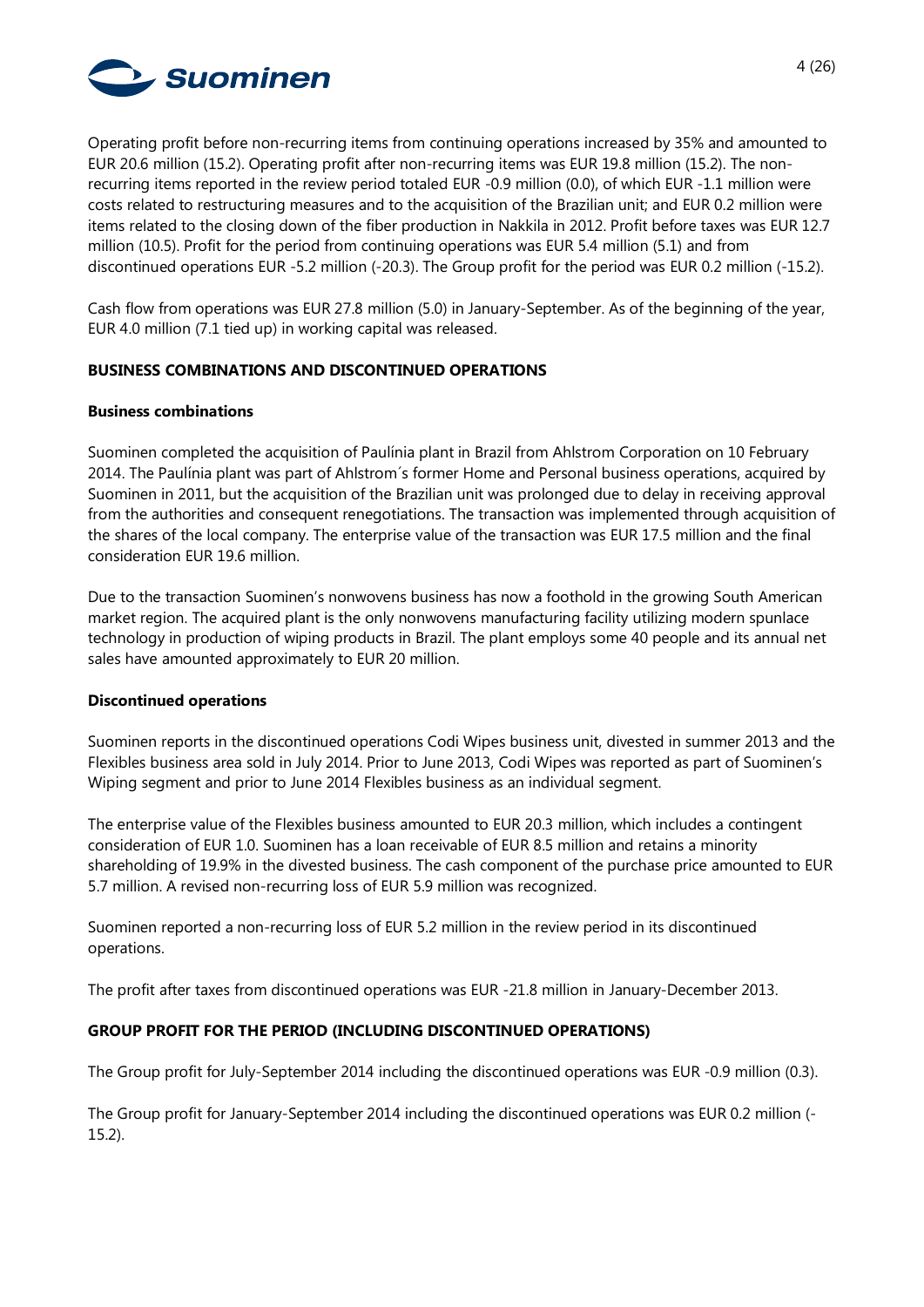Operating profit before non-recurring items from continuing operations increased by 35% and amounted to EUR 20.6 million (15.2). Operating profit after non-recurring items was EUR 19.8 million (15.2). The non-recurring items reported in the review period totaled EUR -0.9 million (0.0), of which EUR -1.1 million were costs related to restructuring measures and to the acquisition of the Brazilian unit; and EUR 0.2 million were items related to the closing down of the fiber production in Nakkila in 2012. Profit before taxes was EUR 12.7 million (10.5). Profit for the period from continuing operations was EUR 5.4 million (5.1) and from discontinued operations EUR -5.2 million (-20.3). The Group profit for the period was EUR 0.2 million (-15.2).

Cash flow from operations was EUR 27.8 million (5.0) in January-September. As of the beginning of the year, EUR 4.0 million (7.1 tied up) in working capital was released.

## BUSINESS COMBINATIONS AND DISCONTINUED OPERATIONS

### Business combinations

Suominen completed the acquisition of Paulínia plant in Brazil from Ahlstrom Corporation on 10 February 2014. The Paulínia plant was part of Ahlstrom´s former Home and Personal business operations, acquired by Suominen in 2011, but the acquisition of the Brazilian unit was prolonged due to delay in receiving approval from the authorities and consequent renegotiations. The transaction was implemented through acquisition of the shares of the local company. The enterprise value of the transaction was EUR 17.5 million and the final consideration EUR 19.6 million.

Due to the transaction Suominen's nonwovens business has now a foothold in the growing South American market region. The acquired plant is the only nonwovens manufacturing facility utilizing modern spunlace technology in production of wiping products in Brazil. The plant employs some 40 people and its annual net sales have amounted approximately to EUR 20 million.

### Discontinued operations

Suominen reports in the discontinued operations Codi Wipes business unit, divested in summer 2013 and the Flexibles business area sold in July 2014. Prior to June 2013, Codi Wipes was reported as part of Suominen's Wiping segment and prior to June 2014 Flexibles business as an individual segment.

The enterprise value of the Flexibles business amounted to EUR 20.3 million, which includes a contingent consideration of EUR 1.0. Suominen has a loan receivable of EUR 8.5 million and retains a minority shareholding of 19.9% in the divested business. The cash component of the purchase price amounted to EUR 5.7 million. A revised non-recurring loss of EUR 5.9 million was recognized.

Suominen reported a non-recurring loss of EUR 5.2 million in the review period in its discontinued operations.

The profit after taxes from discontinued operations was EUR -21.8 million in January-December 2013.

## GROUP PROFIT FOR THE PERIOD (INCLUDING DISCONTINUED OPERATIONS)

The Group profit for July-September 2014 including the discontinued operations was EUR -0.9 million (0.3).

The Group profit for January-September 2014 including the discontinued operations was EUR 0.2 million (-15.2).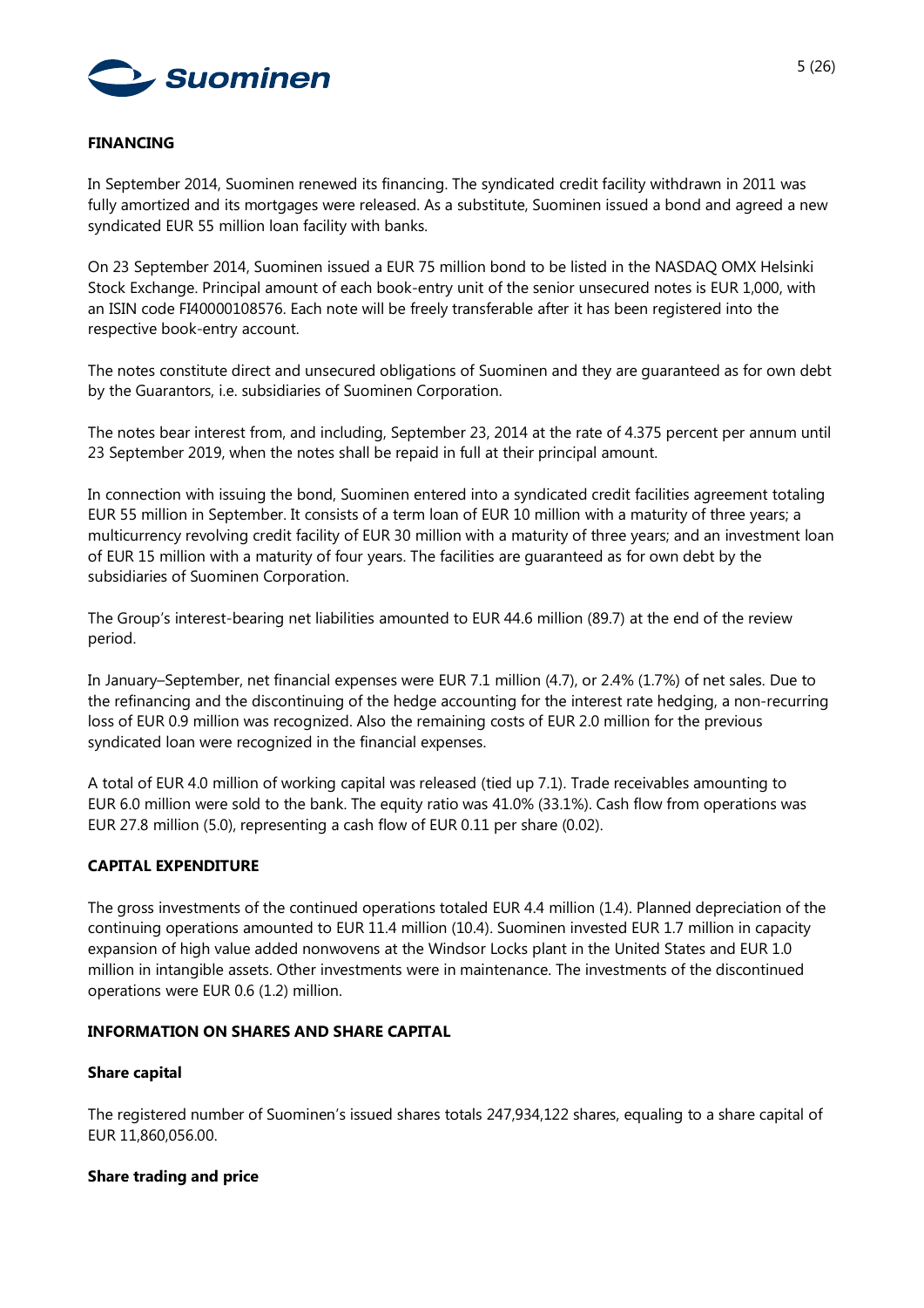## FINANCING

In September 2014, Suominen renewed its financing. The syndicated credit facility withdrawn in 2011 was fully amortized and its mortgages were released. As a substitute, Suominen issued a bond and agreed a new syndicated EUR 55 million loan facility with banks.

On 23 September 2014, Suominen issued a EUR 75 million bond to be listed in the NASDAQ OMX Helsinki Stock Exchange. Principal amount of each book-entry unit of the senior unsecured notes is EUR 1,000, with an ISIN code FI40000108576. Each note will be freely transferable after it has been registered into the respective book-entry account.

The notes constitute direct and unsecured obligations of Suominen and they are guaranteed as for own debt by the Guarantors, i.e. subsidiaries of Suominen Corporation.

The notes bear interest from, and including, September 23, 2014 at the rate of 4.375 percent per annum until 23 September 2019, when the notes shall be repaid in full at their principal amount.

In connection with issuing the bond, Suominen entered into a syndicated credit facilities agreement totaling EUR 55 million in September. It consists of a term loan of EUR 10 million with a maturity of three years; a multicurrency revolving credit facility of EUR 30 million with a maturity of three years; and an investment loan of EUR 15 million with a maturity of four years. The facilities are guaranteed as for own debt by the subsidiaries of Suominen Corporation.

The Group's interest-bearing net liabilities amounted to EUR 44.6 million (89.7) at the end of the review period.

In January–September, net financial expenses were EUR 7.1 million (4.7), or 2.4% (1.7%) of net sales. Due to the refinancing and the discontinuing of the hedge accounting for the interest rate hedging, a non-recurring loss of EUR 0.9 million was recognized. Also the remaining costs of EUR 2.0 million for the previous syndicated loan were recognized in the financial expenses.

A total of EUR 4.0 million of working capital was released (tied up 7.1). Trade receivables amounting to EUR 6.0 million were sold to the bank. The equity ratio was 41.0% (33.1%). Cash flow from operations was EUR 27.8 million (5.0), representing a cash flow of EUR 0.11 per share (0.02).

## CAPITAL EXPENDITURE

The gross investments of the continued operations totaled EUR 4.4 million (1.4). Planned depreciation of the continuing operations amounted to EUR 11.4 million (10.4). Suominen invested EUR 1.7 million in capacity expansion of high value added nonwovens at the Windsor Locks plant in the United States and EUR 1.0 million in intangible assets. Other investments were in maintenance. The investments of the discontinued operations were EUR 0.6 (1.2) million.

## INFORMATION ON SHARES AND SHARE CAPITAL

### Share capital

The registered number of Suominen's issued shares totals 247,934,122 shares, equaling to a share capital of EUR 11,860,056.00.

### Share trading and price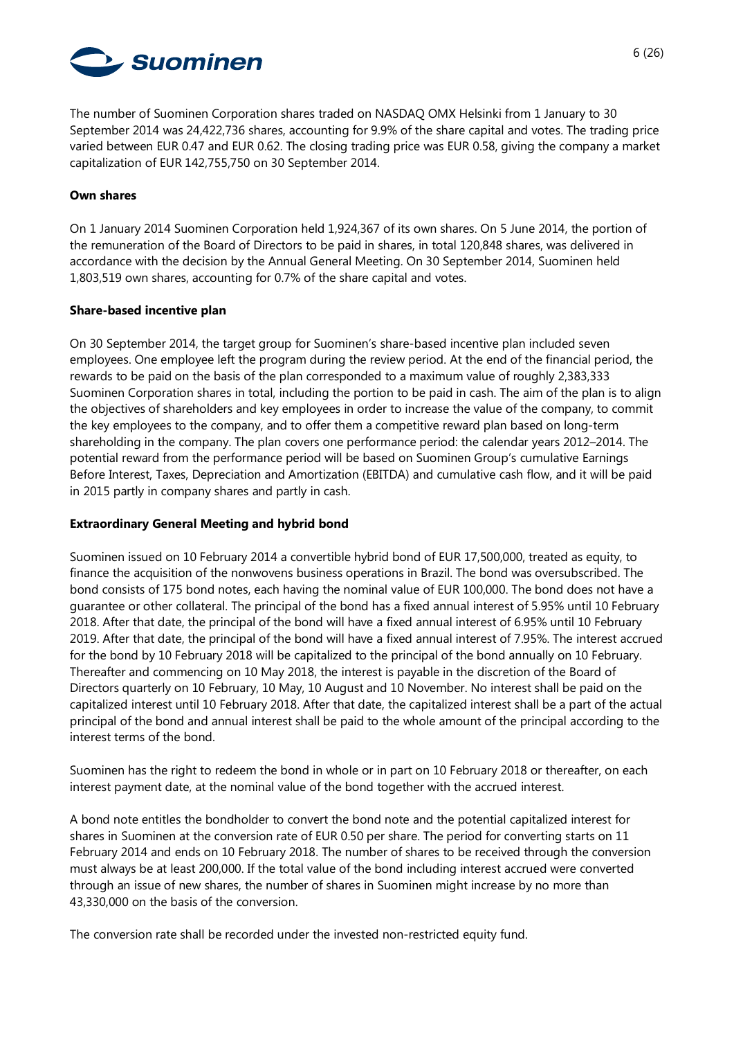The number of Suominen Corporation shares traded on NASDAQ OMX Helsinki from 1 January to 30 September 2014 was 24,422,736 shares, accounting for 9.9% of the share capital and votes. The trading price varied between EUR 0.47 and EUR 0.62. The closing trading price was EUR 0.58, giving the company a market capitalization of EUR 142,755,750 on 30 September 2014.

**Own shares**

On 1 January 2014 Suominen Corporation held 1,924,367 of its own shares. On 5 June 2014, the portion of the remuneration of the Board of Directors to be paid in shares, in total 120,848 shares, was delivered in accordance with the decision by the Annual General Meeting. On 30 September 2014, Suominen held 1,803,519 own shares, accounting for 0.7% of the share capital and votes.

**Share-based incentive plan**

On 30 September 2014, the target group for Suominen's share-based incentive plan included seven employees. One employee left the program during the review period. At the end of the financial period, the rewards to be paid on the basis of the plan corresponded to a maximum value of roughly 2,383,333 Suominen Corporation shares in total, including the portion to be paid in cash. The aim of the plan is to align the objectives of shareholders and key employees in order to increase the value of the company, to commit the key employees to the company, and to offer them a competitive reward plan based on long-term shareholding in the company. The plan covers one performance period: the calendar years 2012–2014. The potential reward from the performance period will be based on Suominen Group's cumulative Earnings Before Interest, Taxes, Depreciation and Amortization (EBITDA) and cumulative cash flow, and it will be paid in 2015 partly in company shares and partly in cash.

**Extraordinary General Meeting and hybrid bond**

Suominen issued on 10 February 2014 a convertible hybrid bond of EUR 17,500,000, treated as equity, to finance the acquisition of the nonwovens business operations in Brazil. The bond was oversubscribed. The bond consists of 175 bond notes, each having the nominal value of EUR 100,000. The bond does not have a guarantee or other collateral. The principal of the bond has a fixed annual interest of 5.95% until 10 February 2018. After that date, the principal of the bond will have a fixed annual interest of 6.95% until 10 February 2019. After that date, the principal of the bond will have a fixed annual interest of 7.95%. The interest accrued for the bond by 10 February 2018 will be capitalized to the principal of the bond annually on 10 February. Thereafter and commencing on 10 May 2018, the interest is payable in the discretion of the Board of Directors quarterly on 10 February, 10 May, 10 August and 10 November. No interest shall be paid on the capitalized interest until 10 February 2018. After that date, the capitalized interest shall be a part of the actual principal of the bond and annual interest shall be paid to the whole amount of the principal according to the interest terms of the bond.

Suominen has the right to redeem the bond in whole or in part on 10 February 2018 or thereafter, on each interest payment date, at the nominal value of the bond together with the accrued interest.

A bond note entitles the bondholder to convert the bond note and the potential capitalized interest for shares in Suominen at the conversion rate of EUR 0.50 per share. The period for converting starts on 11 February 2014 and ends on 10 February 2018. The number of shares to be received through the conversion must always be at least 200,000. If the total value of the bond including interest accrued were converted through an issue of new shares, the number of shares in Suominen might increase by no more than 43,330,000 on the basis of the conversion.

The conversion rate shall be recorded under the invested non-restricted equity fund.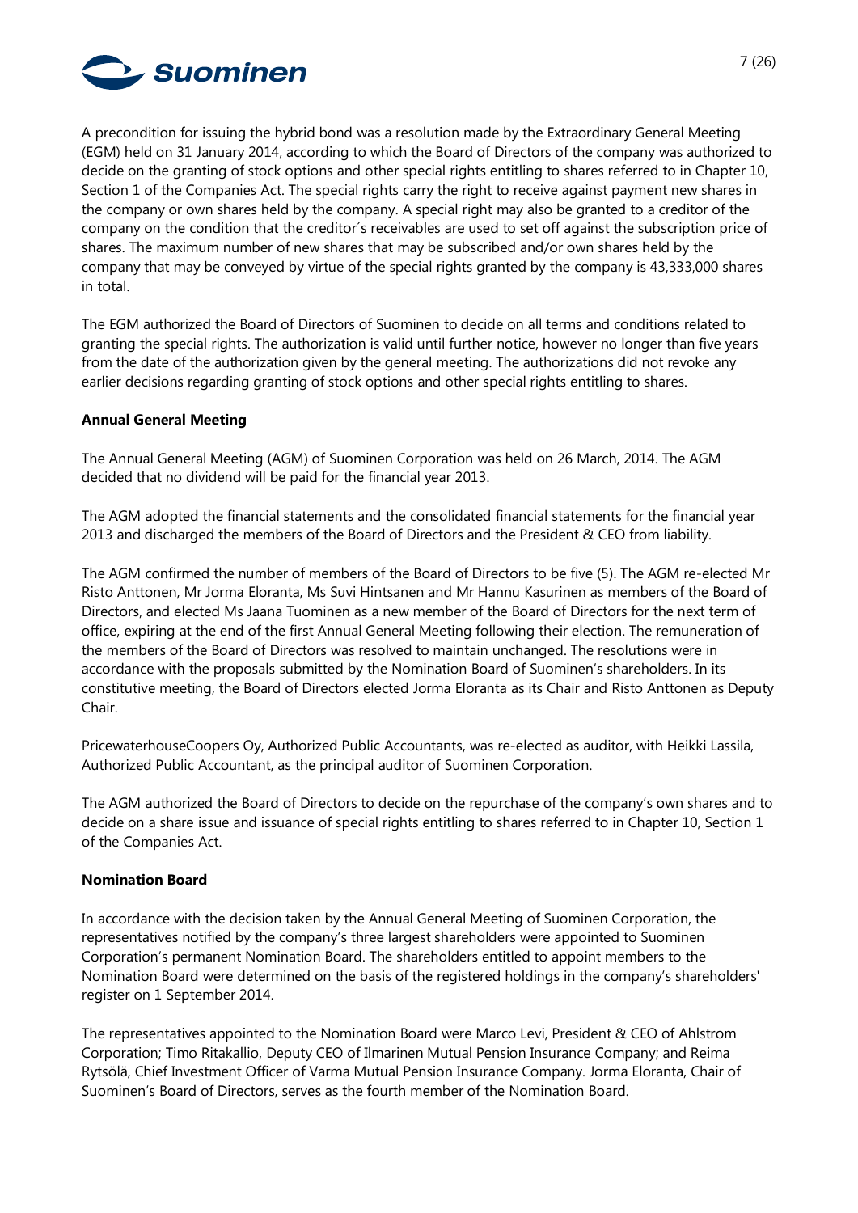A precondition for issuing the hybrid bond was a resolution made by the Extraordinary General Meeting (EGM) held on 31 January 2014, according to which the Board of Directors of the company was authorized to decide on the granting of stock options and other special rights entitling to shares referred to in Chapter 10, Section 1 of the Companies Act. The special rights carry the right to receive against payment new shares in the company or own shares held by the company. A special right may also be granted to a creditor of the company on the condition that the creditor´s receivables are used to set off against the subscription price of shares. The maximum number of new shares that may be subscribed and/or own shares held by the company that may be conveyed by virtue of the special rights granted by the company is 43,333,000 shares in total.

The EGM authorized the Board of Directors of Suominen to decide on all terms and conditions related to granting the special rights. The authorization is valid until further notice, however no longer than five years from the date of the authorization given by the general meeting. The authorizations did not revoke any earlier decisions regarding granting of stock options and other special rights entitling to shares.

**Annual General Meeting**

The Annual General Meeting (AGM) of Suominen Corporation was held on 26 March, 2014. The AGM decided that no dividend will be paid for the financial year 2013.

The AGM adopted the financial statements and the consolidated financial statements for the financial year 2013 and discharged the members of the Board of Directors and the President & CEO from liability.

The AGM confirmed the number of members of the Board of Directors to be five (5). The AGM re-elected Mr Risto Anttonen, Mr Jorma Eloranta, Ms Suvi Hintsanen and Mr Hannu Kasurinen as members of the Board of Directors, and elected Ms Jaana Tuominen as a new member of the Board of Directors for the next term of office, expiring at the end of the first Annual General Meeting following their election. The remuneration of the members of the Board of Directors was resolved to maintain unchanged. The resolutions were in accordance with the proposals submitted by the Nomination Board of Suominen's shareholders. In its constitutive meeting, the Board of Directors elected Jorma Eloranta as its Chair and Risto Anttonen as Deputy Chair.

PricewaterhouseCoopers Oy, Authorized Public Accountants, was re-elected as auditor, with Heikki Lassila, Authorized Public Accountant, as the principal auditor of Suominen Corporation.

The AGM authorized the Board of Directors to decide on the repurchase of the company's own shares and to decide on a share issue and issuance of special rights entitling to shares referred to in Chapter 10, Section 1 of the Companies Act.

**Nomination Board**

In accordance with the decision taken by the Annual General Meeting of Suominen Corporation, the representatives notified by the company's three largest shareholders were appointed to Suominen Corporation's permanent Nomination Board. The shareholders entitled to appoint members to the Nomination Board were determined on the basis of the registered holdings in the company's shareholders' register on 1 September 2014.

The representatives appointed to the Nomination Board were Marco Levi, President & CEO of Ahlstrom Corporation; Timo Ritakallio, Deputy CEO of Ilmarinen Mutual Pension Insurance Company; and Reima Rytsölä, Chief Investment Officer of Varma Mutual Pension Insurance Company. Jorma Eloranta, Chair of Suominen's Board of Directors, serves as the fourth member of the Nomination Board.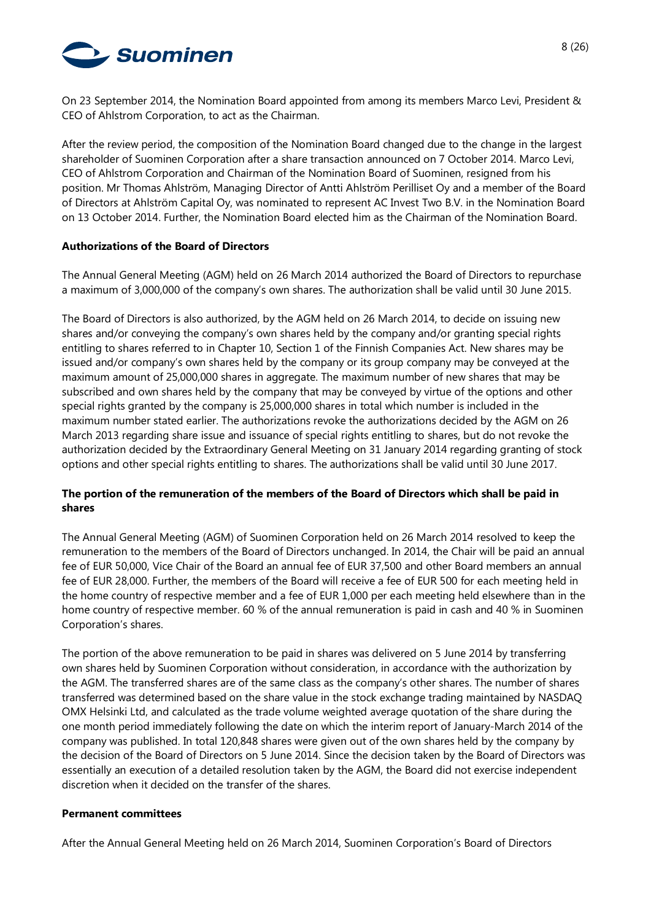On 23 September 2014, the Nomination Board appointed from among its members Marco Levi, President & CEO of Ahlstrom Corporation, to act as the Chairman.

After the review period, the composition of the Nomination Board changed due to the change in the largest shareholder of Suominen Corporation after a share transaction announced on 7 October 2014. Marco Levi, CEO of Ahlstrom Corporation and Chairman of the Nomination Board of Suominen, resigned from his position. Mr Thomas Ahlström, Managing Director of Antti Ahlström Perilliset Oy and a member of the Board of Directors at Ahlström Capital Oy, was nominated to represent AC Invest Two B.V. in the Nomination Board on 13 October 2014. Further, the Nomination Board elected him as the Chairman of the Nomination Board.

**Authorizations of the Board of Directors**

The Annual General Meeting (AGM) held on 26 March 2014 authorized the Board of Directors to repurchase a maximum of 3,000,000 of the company's own shares. The authorization shall be valid until 30 June 2015.

The Board of Directors is also authorized, by the AGM held on 26 March 2014, to decide on issuing new shares and/or conveying the company's own shares held by the company and/or granting special rights entitling to shares referred to in Chapter 10, Section 1 of the Finnish Companies Act. New shares may be issued and/or company's own shares held by the company or its group company may be conveyed at the maximum amount of 25,000,000 shares in aggregate. The maximum number of new shares that may be subscribed and own shares held by the company that may be conveyed by virtue of the options and other special rights granted by the company is 25,000,000 shares in total which number is included in the maximum number stated earlier. The authorizations revoke the authorizations decided by the AGM on 26 March 2013 regarding share issue and issuance of special rights entitling to shares, but do not revoke the authorization decided by the Extraordinary General Meeting on 31 January 2014 regarding granting of stock options and other special rights entitling to shares. The authorizations shall be valid until 30 June 2017.

**The portion of the remuneration of the members of the Board of Directors which shall be paid in shares**

The Annual General Meeting (AGM) of Suominen Corporation held on 26 March 2014 resolved to keep the remuneration to the members of the Board of Directors unchanged. In 2014, the Chair will be paid an annual fee of EUR 50,000, Vice Chair of the Board an annual fee of EUR 37,500 and other Board members an annual fee of EUR 28,000. Further, the members of the Board will receive a fee of EUR 500 for each meeting held in the home country of respective member and a fee of EUR 1,000 per each meeting held elsewhere than in the home country of respective member. 60 % of the annual remuneration is paid in cash and 40 % in Suominen Corporation's shares.

The portion of the above remuneration to be paid in shares was delivered on 5 June 2014 by transferring own shares held by Suominen Corporation without consideration, in accordance with the authorization by the AGM. The transferred shares are of the same class as the company's other shares. The number of shares transferred was determined based on the share value in the stock exchange trading maintained by NASDAQ OMX Helsinki Ltd, and calculated as the trade volume weighted average quotation of the share during the one month period immediately following the date on which the interim report of January-March 2014 of the company was published. In total 120,848 shares were given out of the own shares held by the company by the decision of the Board of Directors on 5 June 2014. Since the decision taken by the Board of Directors was essentially an execution of a detailed resolution taken by the AGM, the Board did not exercise independent discretion when it decided on the transfer of the shares.

**Permanent committees**

After the Annual General Meeting held on 26 March 2014, Suominen Corporation's Board of Directors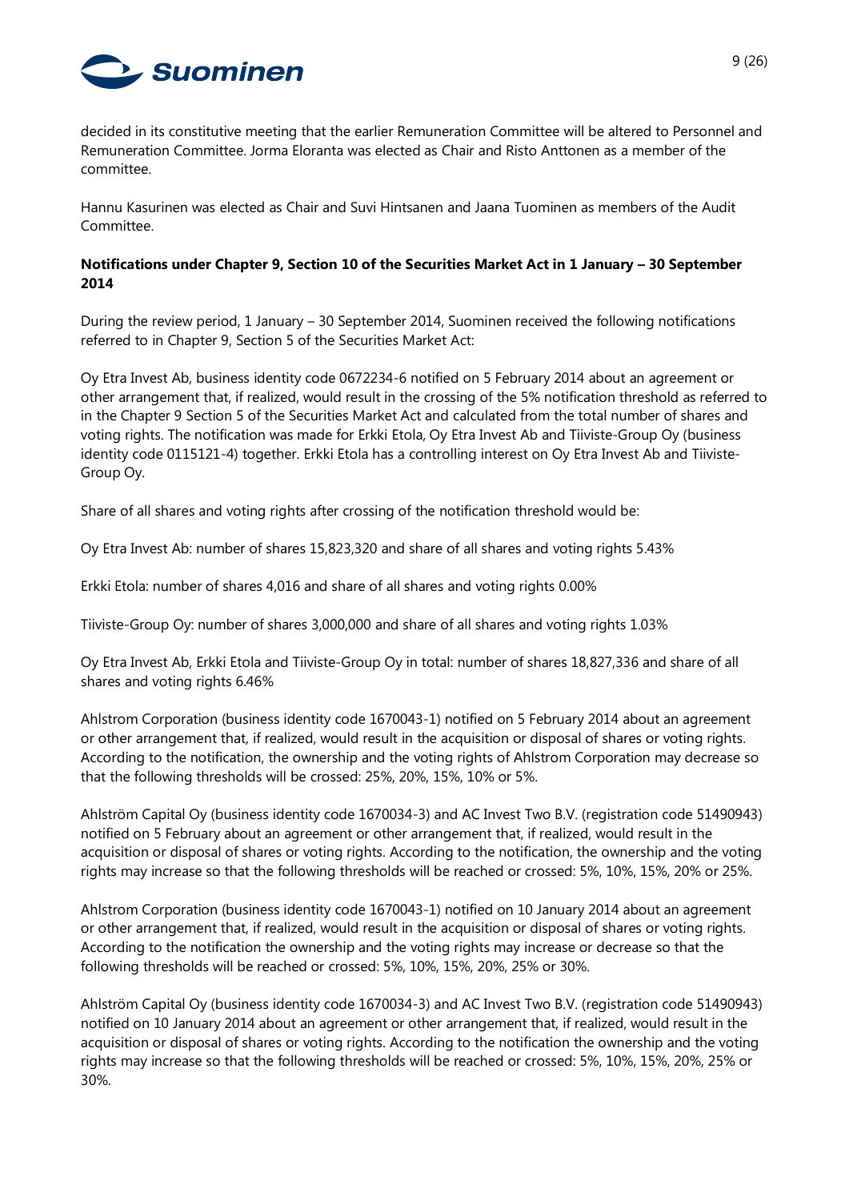decided in its constitutive meeting that the earlier Remuneration Committee will be altered to Personnel and Remuneration Committee. Jorma Eloranta was elected as Chair and Risto Anttonen as a member of the committee.

Hannu Kasurinen was elected as Chair and Suvi Hintsanen and Jaana Tuominen as members of the Audit Committee.

**Notifications under Chapter 9, Section 10 of the Securities Market Act in 1 January – 30 September 2014**

During the review period, 1 January – 30 September 2014, Suominen received the following notifications referred to in Chapter 9, Section 5 of the Securities Market Act:

Oy Etra Invest Ab, business identity code 0672234-6 notified on 5 February 2014 about an agreement or other arrangement that, if realized, would result in the crossing of the 5% notification threshold as referred to in the Chapter 9 Section 5 of the Securities Market Act and calculated from the total number of shares and voting rights. The notification was made for Erkki Etola, Oy Etra Invest Ab and Tiiviste-Group Oy (business identity code 0115121-4) together. Erkki Etola has a controlling interest on Oy Etra Invest Ab and Tiiviste-Group Oy.

Share of all shares and voting rights after crossing of the notification threshold would be:

Oy Etra Invest Ab: number of shares 15,823,320 and share of all shares and voting rights 5.43%

Erkki Etola: number of shares 4,016 and share of all shares and voting rights 0.00%

Tiiviste-Group Oy: number of shares 3,000,000 and share of all shares and voting rights 1.03%

Oy Etra Invest Ab, Erkki Etola and Tiiviste-Group Oy in total: number of shares 18,827,336 and share of all shares and voting rights 6.46%

Ahlstrom Corporation (business identity code 1670043-1) notified on 5 February 2014 about an agreement or other arrangement that, if realized, would result in the acquisition or disposal of shares or voting rights. According to the notification, the ownership and the voting rights of Ahlstrom Corporation may decrease so that the following thresholds will be crossed: 25%, 20%, 15%, 10% or 5%.

Ahlström Capital Oy (business identity code 1670034-3) and AC Invest Two B.V. (registration code 51490943) notified on 5 February about an agreement or other arrangement that, if realized, would result in the acquisition or disposal of shares or voting rights. According to the notification, the ownership and the voting rights may increase so that the following thresholds will be reached or crossed: 5%, 10%, 15%, 20% or 25%.

Ahlstrom Corporation (business identity code 1670043-1) notified on 10 January 2014 about an agreement or other arrangement that, if realized, would result in the acquisition or disposal of shares or voting rights. According to the notification the ownership and the voting rights may increase or decrease so that the following thresholds will be reached or crossed: 5%, 10%, 15%, 20%, 25% or 30%.

Ahlström Capital Oy (business identity code 1670034-3) and AC Invest Two B.V. (registration code 51490943) notified on 10 January 2014 about an agreement or other arrangement that, if realized, would result in the acquisition or disposal of shares or voting rights. According to the notification the ownership and the voting rights may increase so that the following thresholds will be reached or crossed: 5%, 10%, 15%, 20%, 25% or 30%.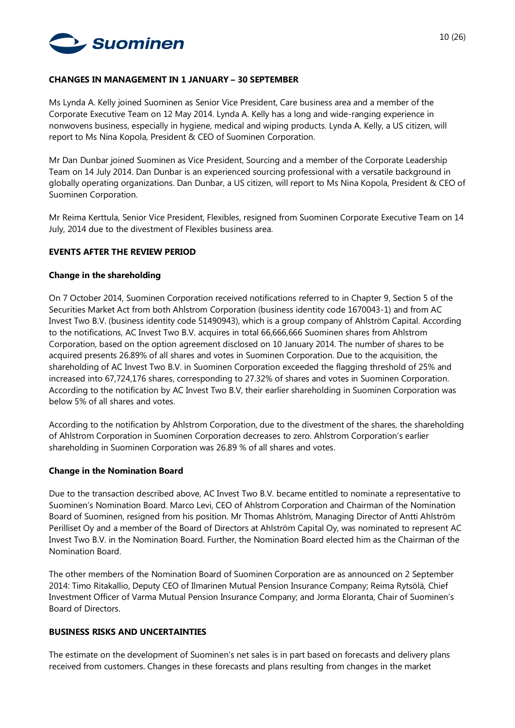## CHANGES IN MANAGEMENT IN 1 JANUARY – 30 SEPTEMBER

Ms Lynda A. Kelly joined Suominen as Senior Vice President, Care business area and a member of the Corporate Executive Team on 12 May 2014. Lynda A. Kelly has a long and wide-ranging experience in nonwovens business, especially in hygiene, medical and wiping products. Lynda A. Kelly, a US citizen, will report to Ms Nina Kopola, President & CEO of Suominen Corporation.

Mr Dan Dunbar joined Suominen as Vice President, Sourcing and a member of the Corporate Leadership Team on 14 July 2014. Dan Dunbar is an experienced sourcing professional with a versatile background in globally operating organizations. Dan Dunbar, a US citizen, will report to Ms Nina Kopola, President & CEO of Suominen Corporation.

Mr Reima Kerttula, Senior Vice President, Flexibles, resigned from Suominen Corporate Executive Team on 14 July, 2014 due to the divestment of Flexibles business area.

## EVENTS AFTER THE REVIEW PERIOD

### Change in the shareholding

On 7 October 2014, Suominen Corporation received notifications referred to in Chapter 9, Section 5 of the Securities Market Act from both Ahlstrom Corporation (business identity code 1670043-1) and from AC Invest Two B.V. (business identity code 51490943), which is a group company of Ahlström Capital. According to the notifications, AC Invest Two B.V. acquires in total 66,666,666 Suominen shares from Ahlstrom Corporation, based on the option agreement disclosed on 10 January 2014. The number of shares to be acquired presents 26.89% of all shares and votes in Suominen Corporation. Due to the acquisition, the shareholding of AC Invest Two B.V. in Suominen Corporation exceeded the flagging threshold of 25% and increased into 67,724,176 shares, corresponding to 27.32% of shares and votes in Suominen Corporation. According to the notification by AC Invest Two B.V, their earlier shareholding in Suominen Corporation was below 5% of all shares and votes.

According to the notification by Ahlstrom Corporation, due to the divestment of the shares, the shareholding of Ahlstrom Corporation in Suominen Corporation decreases to zero. Ahlstrom Corporation's earlier shareholding in Suominen Corporation was 26.89 % of all shares and votes.

### Change in the Nomination Board

Due to the transaction described above, AC Invest Two B.V. became entitled to nominate a representative to Suominen's Nomination Board. Marco Levi, CEO of Ahlstrom Corporation and Chairman of the Nomination Board of Suominen, resigned from his position. Mr Thomas Ahlström, Managing Director of Antti Ahlström Perilliset Oy and a member of the Board of Directors at Ahlström Capital Oy, was nominated to represent AC Invest Two B.V. in the Nomination Board. Further, the Nomination Board elected him as the Chairman of the Nomination Board.

The other members of the Nomination Board of Suominen Corporation are as announced on 2 September 2014: Timo Ritakallio, Deputy CEO of Ilmarinen Mutual Pension Insurance Company; Reima Rytsölä, Chief Investment Officer of Varma Mutual Pension Insurance Company; and Jorma Eloranta, Chair of Suominen's Board of Directors.

## BUSINESS RISKS AND UNCERTAINTIES

The estimate on the development of Suominen's net sales is in part based on forecasts and delivery plans received from customers. Changes in these forecasts and plans resulting from changes in the market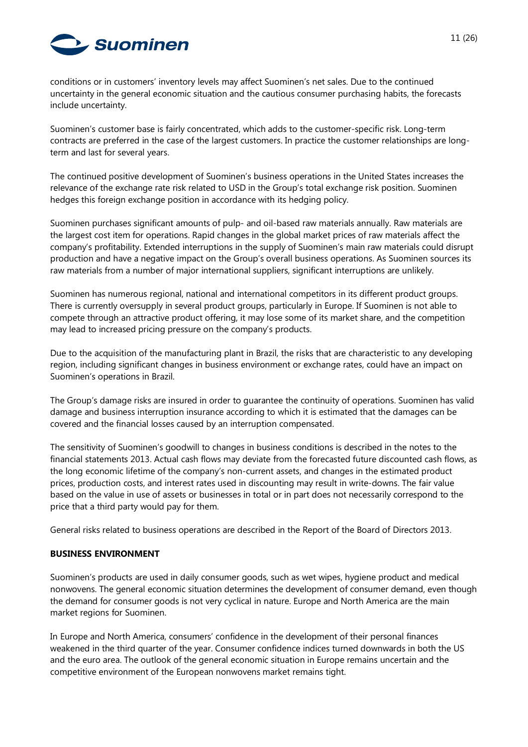conditions or in customers' inventory levels may affect Suominen's net sales. Due to the continued uncertainty in the general economic situation and the cautious consumer purchasing habits, the forecasts include uncertainty.

Suominen's customer base is fairly concentrated, which adds to the customer-specific risk. Long-term contracts are preferred in the case of the largest customers. In practice the customer relationships are long-term and last for several years.

The continued positive development of Suominen's business operations in the United States increases the relevance of the exchange rate risk related to USD in the Group's total exchange risk position. Suominen hedges this foreign exchange position in accordance with its hedging policy.

Suominen purchases significant amounts of pulp- and oil-based raw materials annually. Raw materials are the largest cost item for operations. Rapid changes in the global market prices of raw materials affect the company's profitability. Extended interruptions in the supply of Suominen's main raw materials could disrupt production and have a negative impact on the Group's overall business operations. As Suominen sources its raw materials from a number of major international suppliers, significant interruptions are unlikely.

Suominen has numerous regional, national and international competitors in its different product groups. There is currently oversupply in several product groups, particularly in Europe. If Suominen is not able to compete through an attractive product offering, it may lose some of its market share, and the competition may lead to increased pricing pressure on the company's products.

Due to the acquisition of the manufacturing plant in Brazil, the risks that are characteristic to any developing region, including significant changes in business environment or exchange rates, could have an impact on Suominen's operations in Brazil.

The Group's damage risks are insured in order to guarantee the continuity of operations. Suominen has valid damage and business interruption insurance according to which it is estimated that the damages can be covered and the financial losses caused by an interruption compensated.

The sensitivity of Suominen's goodwill to changes in business conditions is described in the notes to the financial statements 2013. Actual cash flows may deviate from the forecasted future discounted cash flows, as the long economic lifetime of the company's non-current assets, and changes in the estimated product prices, production costs, and interest rates used in discounting may result in write-downs. The fair value based on the value in use of assets or businesses in total or in part does not necessarily correspond to the price that a third party would pay for them.

General risks related to business operations are described in the Report of the Board of Directors 2013.

## BUSINESS ENVIRONMENT

Suominen's products are used in daily consumer goods, such as wet wipes, hygiene product and medical nonwovens. The general economic situation determines the development of consumer demand, even though the demand for consumer goods is not very cyclical in nature. Europe and North America are the main market regions for Suominen.

In Europe and North America, consumers' confidence in the development of their personal finances weakened in the third quarter of the year. Consumer confidence indices turned downwards in both the US and the euro area. The outlook of the general economic situation in Europe remains uncertain and the competitive environment of the European nonwovens market remains tight.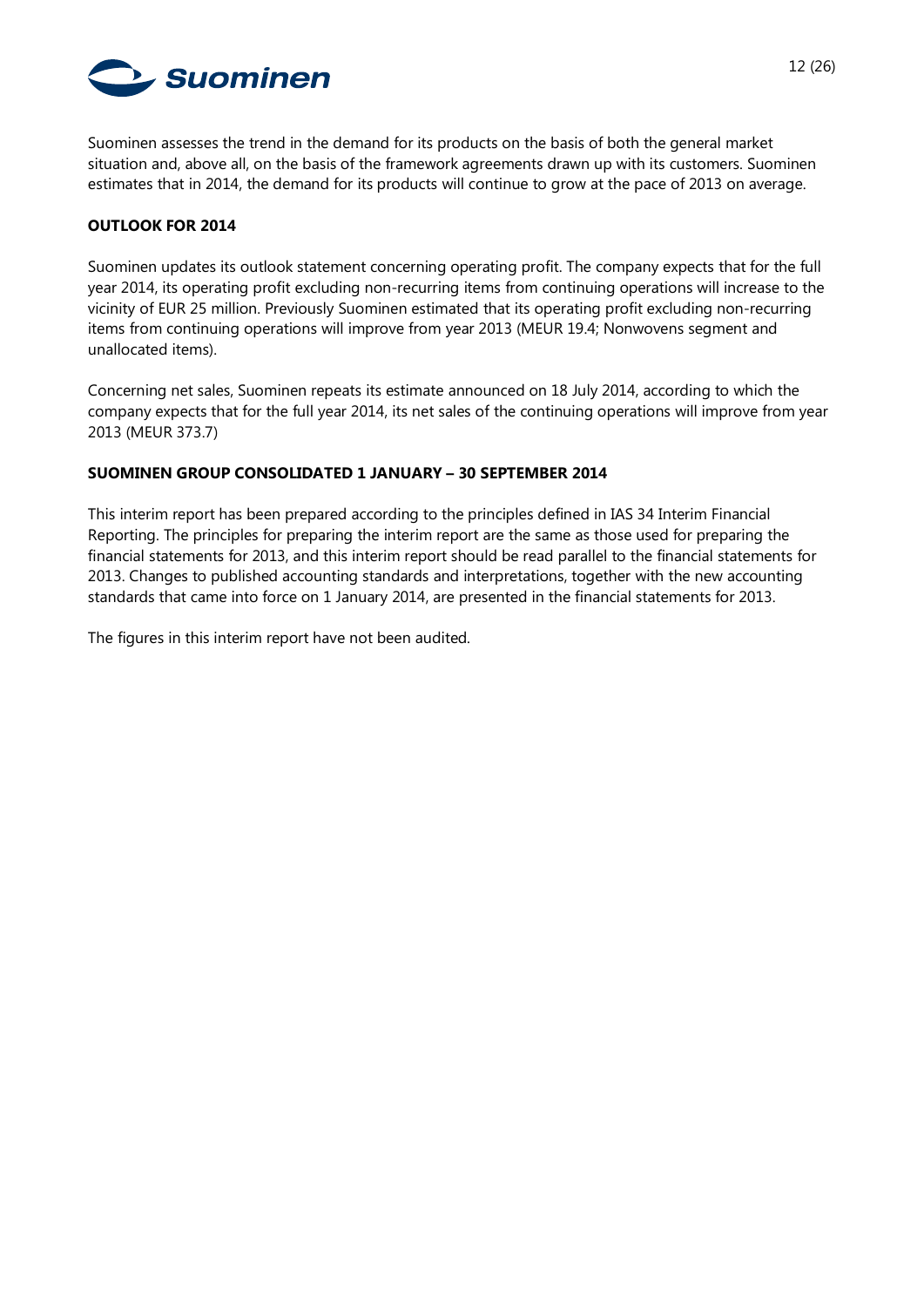Suominen assesses the trend in the demand for its products on the basis of both the general market situation and, above all, on the basis of the framework agreements drawn up with its customers. Suominen estimates that in 2014, the demand for its products will continue to grow at the pace of 2013 on average.

## OUTLOOK FOR 2014

Suominen updates its outlook statement concerning operating profit. The company expects that for the full year 2014, its operating profit excluding non-recurring items from continuing operations will increase to the vicinity of EUR 25 million. Previously Suominen estimated that its operating profit excluding non-recurring items from continuing operations will improve from year 2013 (MEUR 19.4; Nonwovens segment and unallocated items).

Concerning net sales, Suominen repeats its estimate announced on 18 July 2014, according to which the company expects that for the full year 2014, its net sales of the continuing operations will improve from year 2013 (MEUR 373.7)

## SUOMINEN GROUP CONSOLIDATED 1 JANUARY – 30 SEPTEMBER 2014

This interim report has been prepared according to the principles defined in IAS 34 Interim Financial Reporting. The principles for preparing the interim report are the same as those used for preparing the financial statements for 2013, and this interim report should be read parallel to the financial statements for 2013. Changes to published accounting standards and interpretations, together with the new accounting standards that came into force on 1 January 2014, are presented in the financial statements for 2013.

The figures in this interim report have not been audited.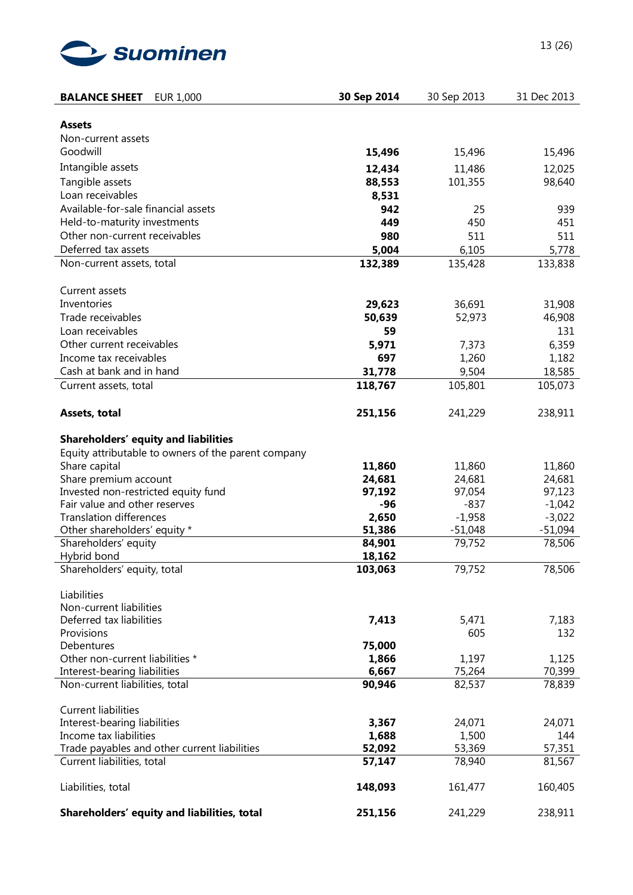| BALANCE SHEET EUR 1,000 | 30 Sep 2014 | 30 Sep 2013 | 31 Dec 2013 |
|---|---|---|---|
| **Assets** | | | |
| Non-current assets | | | |
| Goodwill | **15,496** | 15,496 | 15,496 |
| Intangible assets | **12,434** | 11,486 | 12,025 |
| Tangible assets | **88,553** | 101,355 | 98,640 |
| Loan receivables | **8,531** | | |
| Available-for-sale financial assets | **942** | 25 | 939 |
| Held-to-maturity investments | **449** | 450 | 451 |
| Other non-current receivables | **980** | 511 | 511 |
| Deferred tax assets | **5,004** | 6,105 | 5,778 |
| Non-current assets, total | **132,389** | 135,428 | 133,838 |
| | | | |
| Current assets | | | |
| Inventories | **29,623** | 36,691 | 31,908 |
| Trade receivables | **50,639** | 52,973 | 46,908 |
| Loan receivables | **59** | | 131 |
| Other current receivables | **5,971** | 7,373 | 6,359 |
| Income tax receivables | **697** | 1,260 | 1,182 |
| Cash at bank and in hand | **31,778** | 9,504 | 18,585 |
| Current assets, total | **118,767** | 105,801 | 105,073 |
| | | | |
| **Assets, total** | **251,156** | 241,229 | 238,911 |
| | | | |
| **Shareholders' equity and liabilities** | | | |
| Equity attributable to owners of the parent company | | | |
| Share capital | **11,860** | 11,860 | 11,860 |
| Share premium account | **24,681** | 24,681 | 24,681 |
| Invested non-restricted equity fund | **97,192** | 97,054 | 97,123 |
| Fair value and other reserves | **-96** | -837 | -1,042 |
| Translation differences | **2,650** | -1,958 | -3,022 |
| Other shareholders' equity * | **51,386** | -51,048 | -51,094 |
| Shareholders' equity | **84,901** | 79,752 | 78,506 |
| Hybrid bond | **18,162** | | |
| Shareholders' equity, total | **103,063** | 79,752 | 78,506 |
| | | | |
| Liabilities | | | |
| Non-current liabilities | | | |
| Deferred tax liabilities | **7,413** | 5,471 | 7,183 |
| Provisions | | 605 | 132 |
| Debentures | **75,000** | | |
| Other non-current liabilities * | **1,866** | 1,197 | 1,125 |
| Interest-bearing liabilities | **6,667** | 75,264 | 70,399 |
| Non-current liabilities, total | **90,946** | 82,537 | 78,839 |
| | | | |
| Current liabilities | | | |
| Interest-bearing liabilities | **3,367** | 24,071 | 24,071 |
| Income tax liabilities | **1,688** | 1,500 | 144 |
| Trade payables and other current liabilities | **52,092** | 53,369 | 57,351 |
| Current liabilities, total | **57,147** | 78,940 | 81,567 |
| | | | |
| Liabilities, total | **148,093** | 161,477 | 160,405 |
| | | | |
| **Shareholders' equity and liabilities, total** | **251,156** | 241,229 | 238,911 |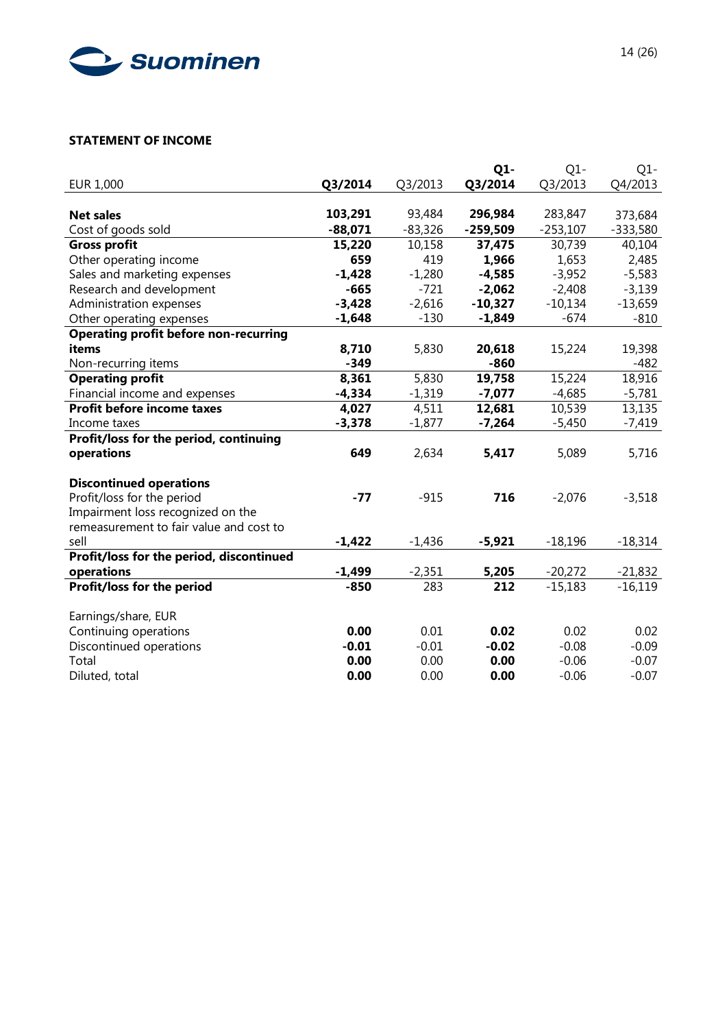## STATEMENT OF INCOME

| EUR 1,000 | **Q3/2014** | Q3/2013 | **Q1-Q3/2014** | Q1-Q3/2013 | Q1-Q4/2013 |
|---|---|---|---|---|---|
| **Net sales** | **103,291** | 93,484 | **296,984** | 283,847 | 373,684 |
| Cost of goods sold | **-88,071** | -83,326 | **-259,509** | -253,107 | -333,580 |
| **Gross profit** | **15,220** | 10,158 | **37,475** | 30,739 | 40,104 |
| Other operating income | **659** | 419 | **1,966** | 1,653 | 2,485 |
| Sales and marketing expenses | **-1,428** | -1,280 | **-4,585** | -3,952 | -5,583 |
| Research and development | **-665** | -721 | **-2,062** | -2,408 | -3,139 |
| Administration expenses | **-3,428** | -2,616 | **-10,327** | -10,134 | -13,659 |
| Other operating expenses | **-1,648** | -130 | **-1,849** | -674 | -810 |
| **Operating profit before non-recurring items** | **8,710** | 5,830 | **20,618** | 15,224 | 19,398 |
| Non-recurring items | **-349** | | **-860** | | -482 |
| **Operating profit** | **8,361** | 5,830 | **19,758** | 15,224 | 18,916 |
| Financial income and expenses | **-4,334** | -1,319 | **-7,077** | -4,685 | -5,781 |
| **Profit before income taxes** | **4,027** | 4,511 | **12,681** | 10,539 | 13,135 |
| Income taxes | **-3,378** | -1,877 | **-7,264** | -5,450 | -7,419 |
| **Profit/loss for the period, continuing operations** | **649** | 2,634 | **5,417** | 5,089 | 5,716 |
| | | | | | |
| **Discontinued operations** | | | | | |
| Profit/loss for the period | **-77** | -915 | **716** | -2,076 | -3,518 |
| Impairment loss recognized on the remeasurement to fair value and cost to sell | **-1,422** | -1,436 | **-5,921** | -18,196 | -18,314 |
| **Profit/loss for the period, discontinued operations** | **-1,499** | -2,351 | **5,205** | -20,272 | -21,832 |
| **Profit/loss for the period** | **-850** | 283 | **212** | -15,183 | -16,119 |
| | | | | | |
| Earnings/share, EUR | | | | | |
| Continuing operations | **0.00** | 0.01 | **0.02** | 0.02 | 0.02 |
| Discontinued operations | **-0.01** | -0.01 | **-0.02** | -0.08 | -0.09 |
| Total | **0.00** | 0.00 | **0.00** | -0.06 | -0.07 |
| Diluted, total | **0.00** | 0.00 | **0.00** | -0.06 | -0.07 |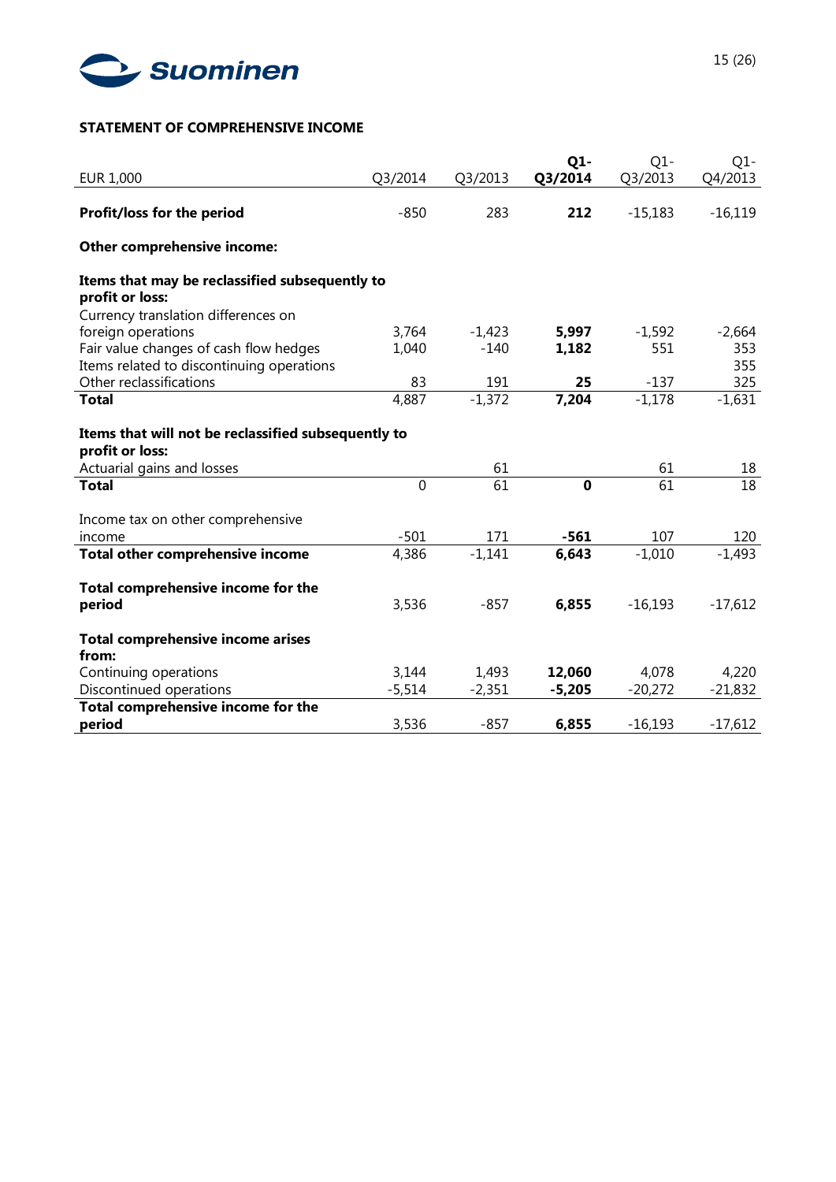## STATEMENT OF COMPREHENSIVE INCOME

| EUR 1,000 | Q3/2014 | Q3/2013 | **Q1-Q3/2014** | Q1-Q3/2013 | Q1-Q4/2013 |
|---|---|---|---|---|---|
| **Profit/loss for the period** | -850 | 283 | **212** | -15,183 | -16,119 |
| **Other comprehensive income:** | | | | | |
| **Items that may be reclassified subsequently to profit or loss:** | | | | | |
| Currency translation differences on foreign operations | 3,764 | -1,423 | **5,997** | -1,592 | -2,664 |
| Fair value changes of cash flow hedges | 1,040 | -140 | **1,182** | 551 | 353 |
| Items related to discontinuing operations | | | | | 355 |
| Other reclassifications | 83 | 191 | **25** | -137 | 325 |
| **Total** | 4,887 | -1,372 | **7,204** | -1,178 | -1,631 |
| **Items that will not be reclassified subsequently to profit or loss:** | | | | | |
| Actuarial gains and losses | | 61 | | 61 | 18 |
| **Total** | 0 | 61 | **0** | 61 | 18 |
| Income tax on other comprehensive income | -501 | 171 | **-561** | 107 | 120 |
| **Total other comprehensive income** | 4,386 | -1,141 | **6,643** | -1,010 | -1,493 |
| **Total comprehensive income for the period** | 3,536 | -857 | **6,855** | -16,193 | -17,612 |
| **Total comprehensive income arises from:** | | | | | |
| Continuing operations | 3,144 | 1,493 | **12,060** | 4,078 | 4,220 |
| Discontinued operations | -5,514 | -2,351 | **-5,205** | -20,272 | -21,832 |
| **Total comprehensive income for the period** | 3,536 | -857 | **6,855** | -16,193 | -17,612 |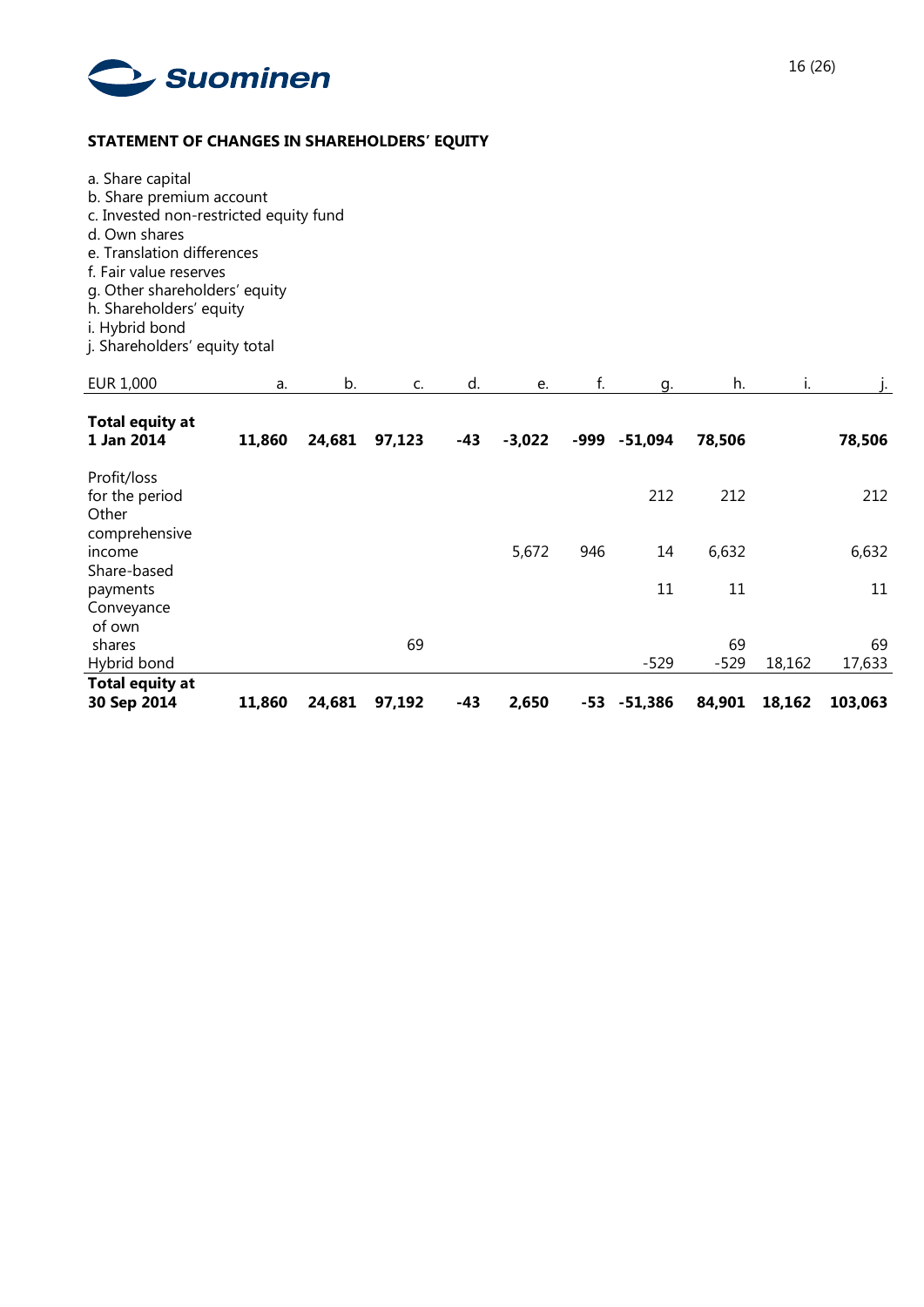## STATEMENT OF CHANGES IN SHAREHOLDERS' EQUITY

a. Share capital
b. Share premium account
c. Invested non-restricted equity fund
d. Own shares
e. Translation differences
f. Fair value reserves
g. Other shareholders' equity
h. Shareholders' equity
i. Hybrid bond
j. Shareholders' equity total

| EUR 1,000 | a. | b. | c. | d. | e. | f. | g. | h. | i. | j. |
|---|---|---|---|---|---|---|---|---|---|---|
| **Total equity at 1 Jan 2014** | **11,860** | **24,681** | **97,123** | **-43** | **-3,022** | **-999** | **-51,094** | **78,506** | | **78,506** |
| Profit/loss for the period | | | | | | | 212 | 212 | | 212 |
| Other comprehensive income | | | | | 5,672 | 946 | 14 | 6,632 | | 6,632 |
| Share-based payments | | | | | | | 11 | 11 | | 11 |
| Conveyance of own shares | | | 69 | | | | | 69 | | 69 |
| Hybrid bond | | | | | | | -529 | -529 | 18,162 | 17,633 |
| **Total equity at 30 Sep 2014** | **11,860** | **24,681** | **97,192** | **-43** | **2,650** | **-53** | **-51,386** | **84,901** | **18,162** | **103,063** |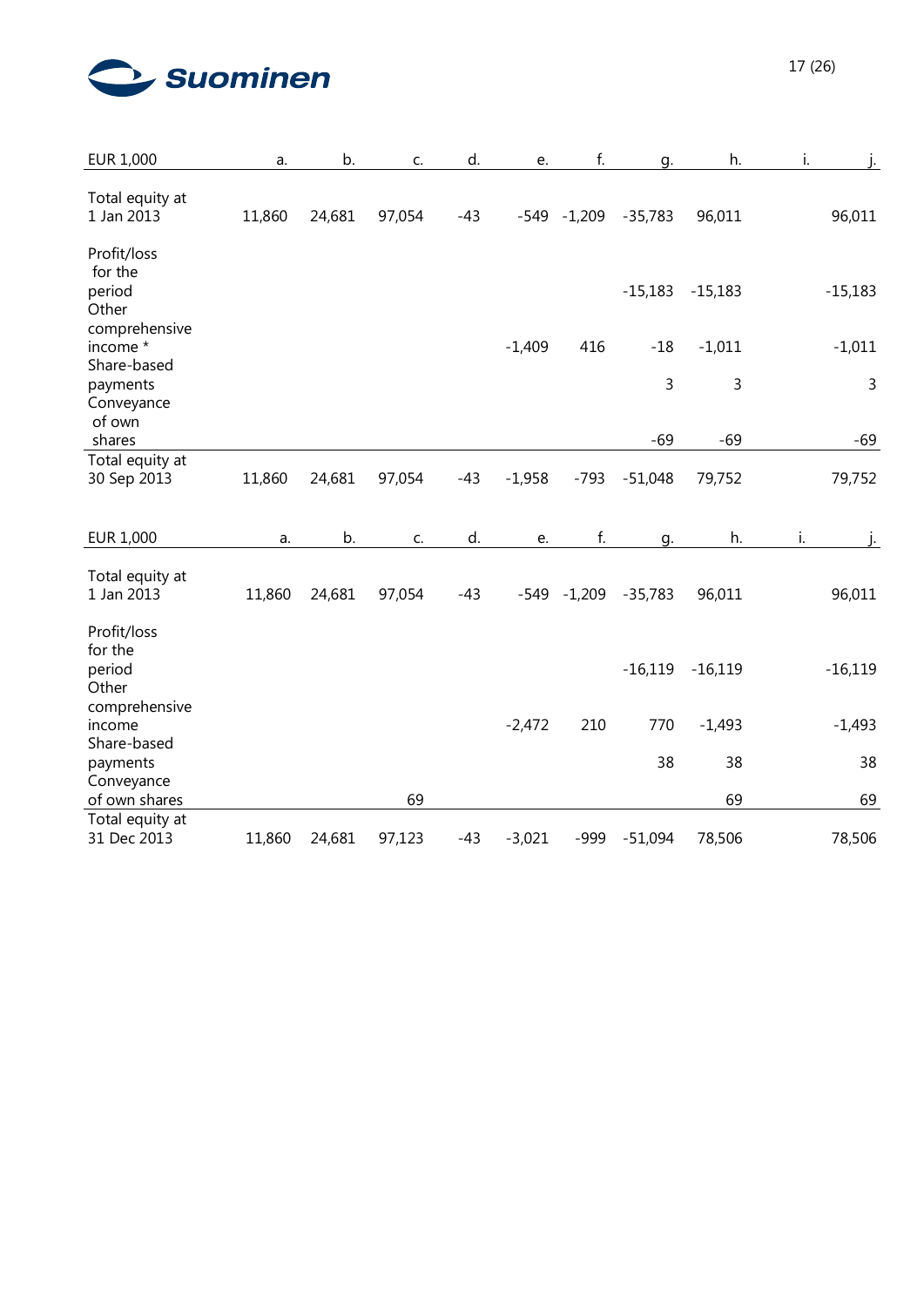| EUR 1,000 | a. | b. | c. | d. | e. | f. | g. | h. | i. | j. |
|---|---|---|---|---|---|---|---|---|---|---|
| Total equity at 1 Jan 2013 | 11,860 | 24,681 | 97,054 | -43 | -549 | -1,209 | -35,783 | 96,011 | | 96,011 |
| Profit/loss for the period | | | | | | | -15,183 | -15,183 | | -15,183 |
| Other comprehensive income * | | | | | -1,409 | 416 | -18 | -1,011 | | -1,011 |
| Share-based payments | | | | | | | 3 | 3 | | 3 |
| Conveyance of own shares | | | | | | | -69 | -69 | | -69 |
| Total equity at 30 Sep 2013 | 11,860 | 24,681 | 97,054 | -43 | -1,958 | -793 | -51,048 | 79,752 | | 79,752 |

| EUR 1,000 | a. | b. | c. | d. | e. | f. | g. | h. | i. | j. |
|---|---|---|---|---|---|---|---|---|---|---|
| Total equity at 1 Jan 2013 | 11,860 | 24,681 | 97,054 | -43 | -549 | -1,209 | -35,783 | 96,011 | | 96,011 |
| Profit/loss for the period | | | | | | | -16,119 | -16,119 | | -16,119 |
| Other comprehensive income | | | | | -2,472 | 210 | 770 | -1,493 | | -1,493 |
| Share-based payments | | | | | | | 38 | 38 | | 38 |
| Conveyance of own shares | | | 69 | | | | | 69 | | 69 |
| Total equity at 31 Dec 2013 | 11,860 | 24,681 | 97,123 | -43 | -3,021 | -999 | -51,094 | 78,506 | | 78,506 |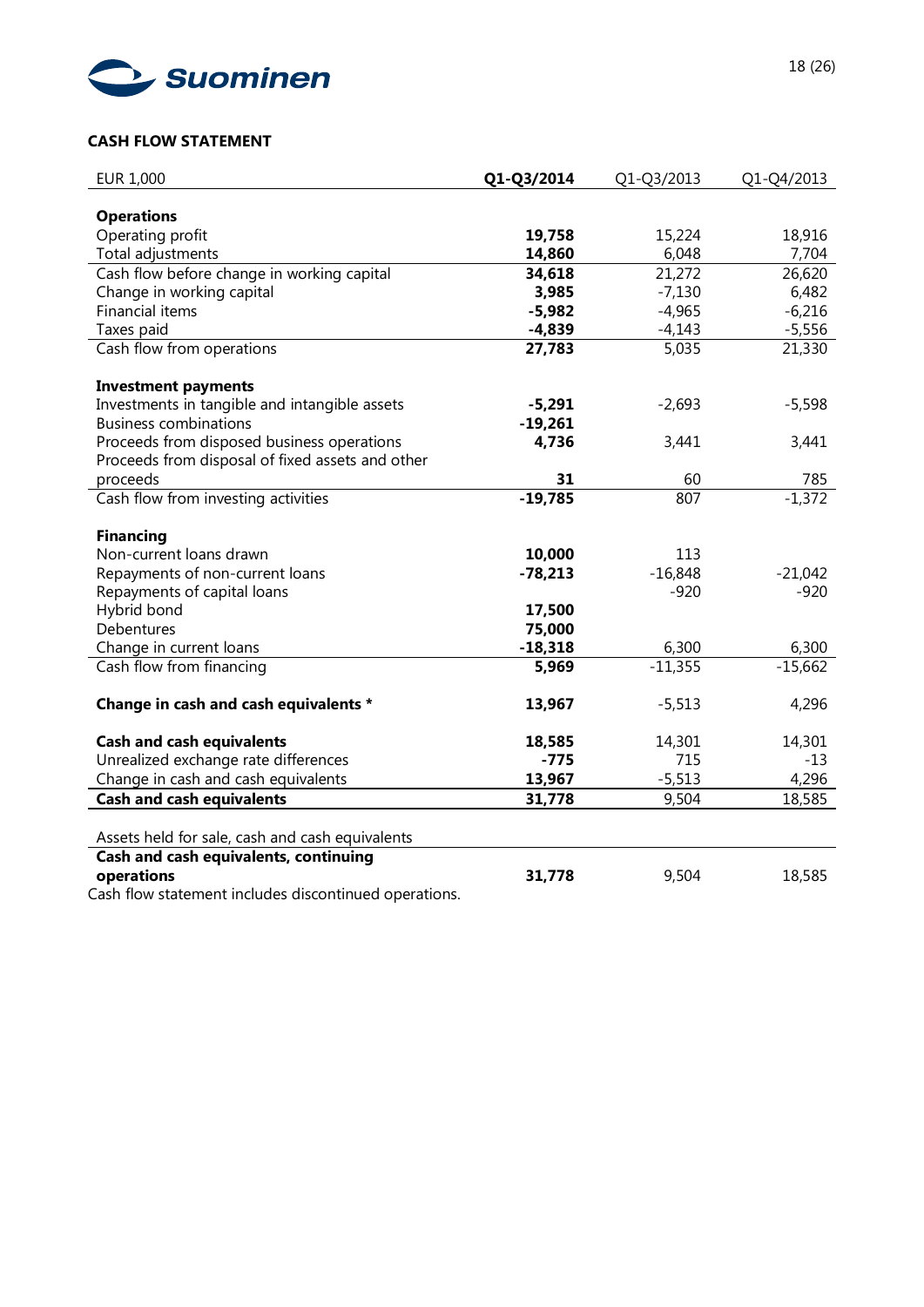## CASH FLOW STATEMENT

| EUR 1,000 | **Q1-Q3/2014** | Q1-Q3/2013 | Q1-Q4/2013 |
|---|---|---|---|
| **Operations** | | | |
| Operating profit | **19,758** | 15,224 | 18,916 |
| Total adjustments | **14,860** | 6,048 | 7,704 |
| Cash flow before change in working capital | **34,618** | 21,272 | 26,620 |
| Change in working capital | **3,985** | -7,130 | 6,482 |
| Financial items | **-5,982** | -4,965 | -6,216 |
| Taxes paid | **-4,839** | -4,143 | -5,556 |
| Cash flow from operations | **27,783** | 5,035 | 21,330 |
| **Investment payments** | | | |
| Investments in tangible and intangible assets | **-5,291** | -2,693 | -5,598 |
| Business combinations | **-19,261** | | |
| Proceeds from disposed business operations | **4,736** | 3,441 | 3,441 |
| Proceeds from disposal of fixed assets and other proceeds | **31** | 60 | 785 |
| Cash flow from investing activities | **-19,785** | 807 | -1,372 |
| **Financing** | | | |
| Non-current loans drawn | **10,000** | 113 | |
| Repayments of non-current loans | **-78,213** | -16,848 | -21,042 |
| Repayments of capital loans | | -920 | -920 |
| Hybrid bond | **17,500** | | |
| Debentures | **75,000** | | |
| Change in current loans | **-18,318** | 6,300 | 6,300 |
| Cash flow from financing | **5,969** | -11,355 | -15,662 |
| **Change in cash and cash equivalents *** | **13,967** | -5,513 | 4,296 |
| **Cash and cash equivalents** | **18,585** | 14,301 | 14,301 |
| Unrealized exchange rate differences | **-775** | 715 | -13 |
| Change in cash and cash equivalents | **13,967** | -5,513 | 4,296 |
| **Cash and cash equivalents** | **31,778** | 9,504 | 18,585 |
| Assets held for sale, cash and cash equivalents | | | |
| **Cash and cash equivalents, continuing operations** | **31,778** | 9,504 | 18,585 |

Cash flow statement includes discontinued operations.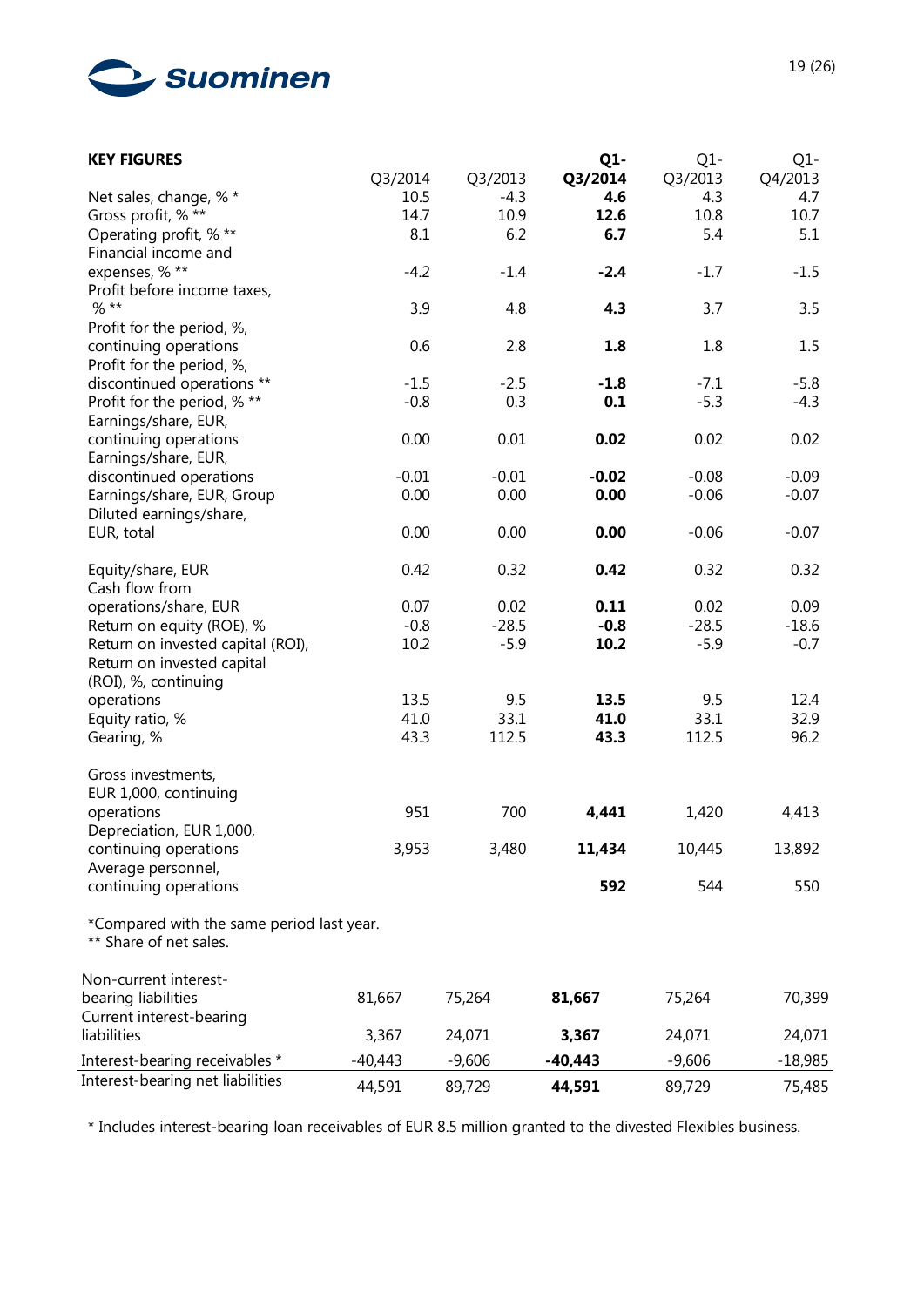**KEY FIGURES**

| | Q3/2014 | Q3/2013 | **Q1-Q3/2014** | Q1-Q3/2013 | Q1-Q4/2013 |
|---|---|---|---|---|---|
| Net sales, change, % * | 10.5 | -4.3 | **4.6** | 4.3 | 4.7 |
| Gross profit, % ** | 14.7 | 10.9 | **12.6** | 10.8 | 10.7 |
| Operating profit, % ** | 8.1 | 6.2 | **6.7** | 5.4 | 5.1 |
| Financial income and expenses, % ** | -4.2 | -1.4 | **-2.4** | -1.7 | -1.5 |
| Profit before income taxes, % ** | 3.9 | 4.8 | **4.3** | 3.7 | 3.5 |
| Profit for the period, %, continuing operations | 0.6 | 2.8 | **1.8** | 1.8 | 1.5 |
| Profit for the period, %, discontinued operations ** | -1.5 | -2.5 | **-1.8** | -7.1 | -5.8 |
| Profit for the period, % ** | -0.8 | 0.3 | **0.1** | -5.3 | -4.3 |
| Earnings/share, EUR, continuing operations | 0.00 | 0.01 | **0.02** | 0.02 | 0.02 |
| Earnings/share, EUR, discontinued operations | -0.01 | -0.01 | **-0.02** | -0.08 | -0.09 |
| Earnings/share, EUR, Group | 0.00 | 0.00 | **0.00** | -0.06 | -0.07 |
| Diluted earnings/share, EUR, total | 0.00 | 0.00 | **0.00** | -0.06 | -0.07 |
| Equity/share, EUR | 0.42 | 0.32 | **0.42** | 0.32 | 0.32 |
| Cash flow from operations/share, EUR | 0.07 | 0.02 | **0.11** | 0.02 | 0.09 |
| Return on equity (ROE), % | -0.8 | -28.5 | **-0.8** | -28.5 | -18.6 |
| Return on invested capital (ROI), | 10.2 | -5.9 | **10.2** | -5.9 | -0.7 |
| Return on invested capital (ROI), %, continuing operations | 13.5 | 9.5 | **13.5** | 9.5 | 12.4 |
| Equity ratio, % | 41.0 | 33.1 | **41.0** | 33.1 | 32.9 |
| Gearing, % | 43.3 | 112.5 | **43.3** | 112.5 | 96.2 |
| Gross investments, EUR 1,000, continuing operations | 951 | 700 | **4,441** | 1,420 | 4,413 |
| Depreciation, EUR 1,000, continuing operations | 3,953 | 3,480 | **11,434** | 10,445 | 13,892 |
| Average personnel, continuing operations | | | **592** | 544 | 550 |

*Compared with the same period last year.
** Share of net sales.

| | | | | | |
|---|---|---|---|---|---|
| Non-current interest-bearing liabilities | 81,667 | 75,264 | **81,667** | 75,264 | 70,399 |
| Current interest-bearing liabilities | 3,367 | 24,071 | **3,367** | 24,071 | 24,071 |
| Interest-bearing receivables * | -40,443 | -9,606 | **-40,443** | -9,606 | -18,985 |
| Interest-bearing net liabilities | 44,591 | 89,729 | **44,591** | 89,729 | 75,485 |

* Includes interest-bearing loan receivables of EUR 8.5 million granted to the divested Flexibles business.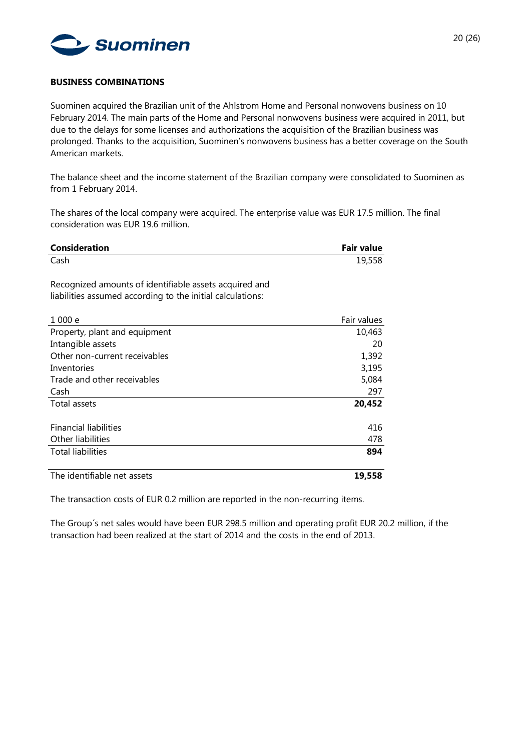## BUSINESS COMBINATIONS

Suominen acquired the Brazilian unit of the Ahlstrom Home and Personal nonwovens business on 10 February 2014. The main parts of the Home and Personal nonwovens business were acquired in 2011, but due to the delays for some licenses and authorizations the acquisition of the Brazilian business was prolonged. Thanks to the acquisition, Suominen's nonwovens business has a better coverage on the South American markets.

The balance sheet and the income statement of the Brazilian company were consolidated to Suominen as from 1 February 2014.

The shares of the local company were acquired. The enterprise value was EUR 17.5 million. The final consideration was EUR 19.6 million.

| **Consideration** | **Fair value** |
| --- | --- |
| Cash | 19,558 |

Recognized amounts of identifiable assets acquired and liabilities assumed according to the initial calculations:

| 1 000 e | Fair values |
| --- | --- |
| Property, plant and equipment | 10,463 |
| Intangible assets | 20 |
| Other non-current receivables | 1,392 |
| Inventories | 3,195 |
| Trade and other receivables | 5,084 |
| Cash | 297 |
| Total assets | **20,452** |
| | |
| Financial liabilities | 416 |
| Other liabilities | 478 |
| Total liabilities | **894** |
| | |
| The identifiable net assets | **19,558** |

The transaction costs of EUR 0.2 million are reported in the non-recurring items.

The Group´s net sales would have been EUR 298.5 million and operating profit EUR 20.2 million, if the transaction had been realized at the start of 2014 and the costs in the end of 2013.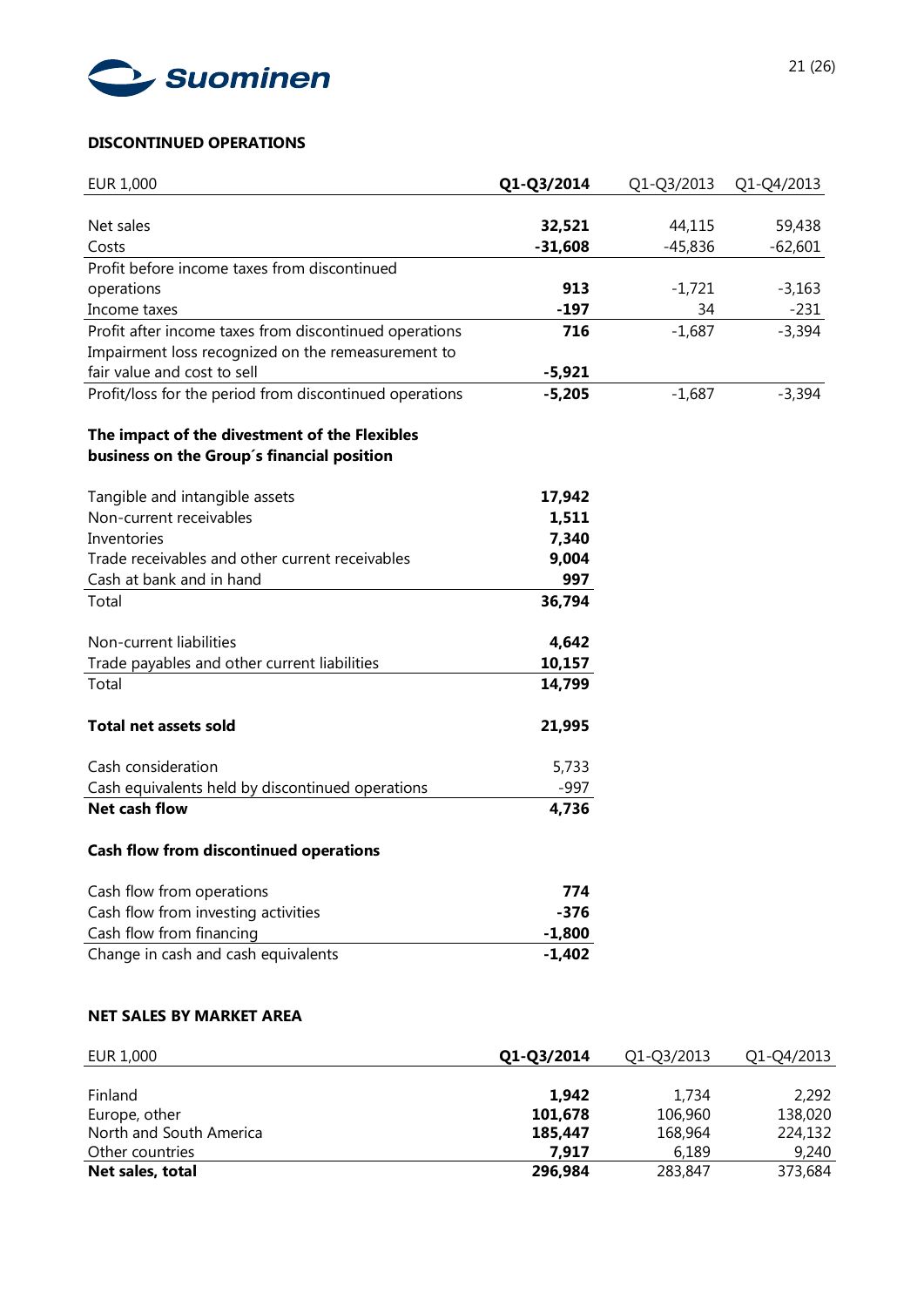### DISCONTINUED OPERATIONS

| EUR 1,000 | **Q1-Q3/2014** | Q1-Q3/2013 | Q1-Q4/2013 |
|---|---|---|---|
| Net sales | **32,521** | 44,115 | 59,438 |
| Costs | **-31,608** | -45,836 | -62,601 |
| Profit before income taxes from discontinued operations | **913** | -1,721 | -3,163 |
| Income taxes | **-197** | 34 | -231 |
| Profit after income taxes from discontinued operations | **716** | -1,687 | -3,394 |
| Impairment loss recognized on the remeasurement to fair value and cost to sell | **-5,921** | | |
| Profit/loss for the period from discontinued operations | **-5,205** | -1,687 | -3,394 |

**The impact of the divestment of the Flexibles business on the Group´s financial position**

| | |
|---|---|
| Tangible and intangible assets | **17,942** |
| Non-current receivables | **1,511** |
| Inventories | **7,340** |
| Trade receivables and other current receivables | **9,004** |
| Cash at bank and in hand | **997** |
| Total | **36,794** |
| | |
| Non-current liabilities | **4,642** |
| Trade payables and other current liabilities | **10,157** |
| Total | **14,799** |
| | |
| **Total net assets sold** | **21,995** |
| | |
| Cash consideration | 5,733 |
| Cash equivalents held by discontinued operations | -997 |
| **Net cash flow** | **4,736** |

**Cash flow from discontinued operations**

| | |
|---|---|
| Cash flow from operations | **774** |
| Cash flow from investing activities | **-376** |
| Cash flow from financing | **-1,800** |
| Change in cash and cash equivalents | **-1,402** |

### NET SALES BY MARKET AREA

| EUR 1,000 | **Q1-Q3/2014** | Q1-Q3/2013 | Q1-Q4/2013 |
|---|---|---|---|
| Finland | **1,942** | 1,734 | 2,292 |
| Europe, other | **101,678** | 106,960 | 138,020 |
| North and South America | **185,447** | 168,964 | 224,132 |
| Other countries | **7,917** | 6,189 | 9,240 |
| **Net sales, total** | **296,984** | 283,847 | 373,684 |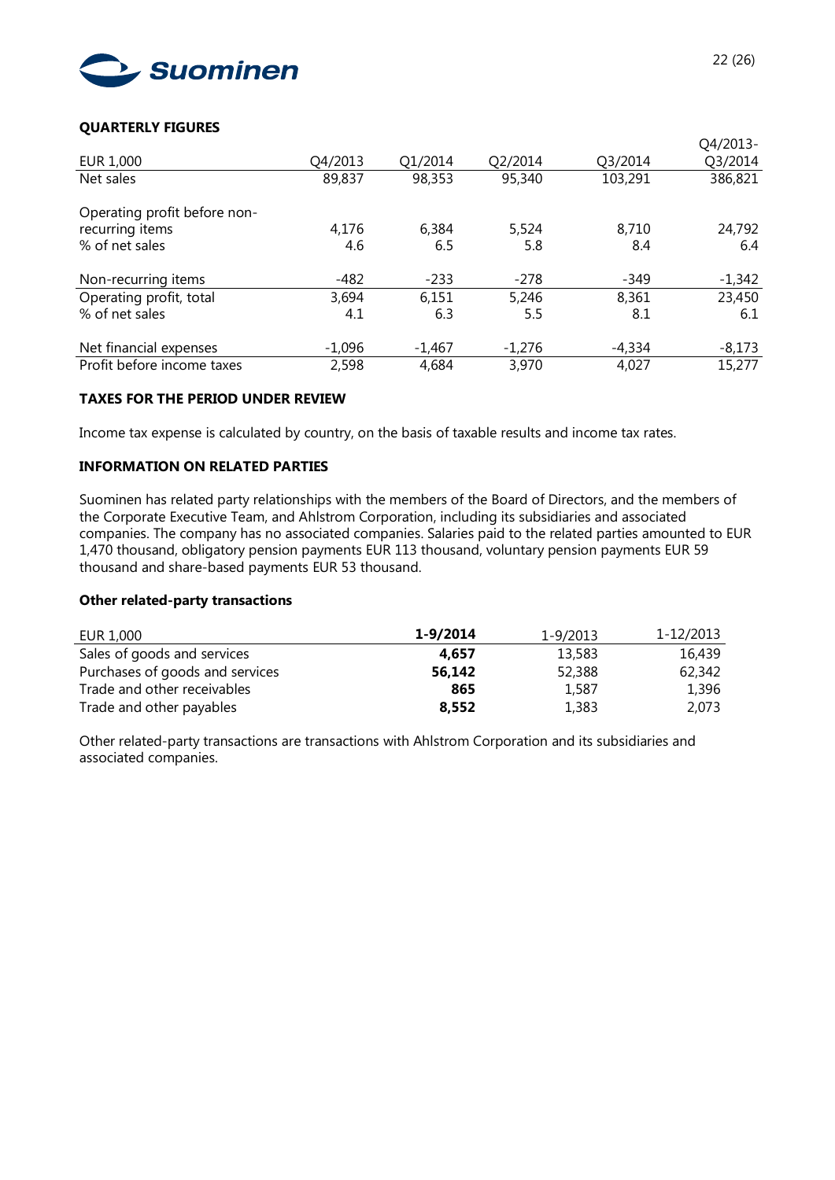### QUARTERLY FIGURES

| EUR 1,000 | Q4/2013 | Q1/2014 | Q2/2014 | Q3/2014 | Q4/2013-Q3/2014 |
|---|---|---|---|---|---|
| Net sales | 89,837 | 98,353 | 95,340 | 103,291 | 386,821 |
| Operating profit before non-recurring items | 4,176 | 6,384 | 5,524 | 8,710 | 24,792 |
| % of net sales | 4.6 | 6.5 | 5.8 | 8.4 | 6.4 |
| Non-recurring items | -482 | -233 | -278 | -349 | -1,342 |
| Operating profit, total | 3,694 | 6,151 | 5,246 | 8,361 | 23,450 |
| % of net sales | 4.1 | 6.3 | 5.5 | 8.1 | 6.1 |
| Net financial expenses | -1,096 | -1,467 | -1,276 | -4,334 | -8,173 |
| Profit before income taxes | 2,598 | 4,684 | 3,970 | 4,027 | 15,277 |

### TAXES FOR THE PERIOD UNDER REVIEW

Income tax expense is calculated by country, on the basis of taxable results and income tax rates.

### INFORMATION ON RELATED PARTIES

Suominen has related party relationships with the members of the Board of Directors, and the members of the Corporate Executive Team, and Ahlstrom Corporation, including its subsidiaries and associated companies. The company has no associated companies. Salaries paid to the related parties amounted to EUR 1,470 thousand, obligatory pension payments EUR 113 thousand, voluntary pension payments EUR 59 thousand and share-based payments EUR 53 thousand.

#### Other related-party transactions

| EUR 1,000 | **1-9/2014** | 1-9/2013 | 1-12/2013 |
|---|---|---|---|
| Sales of goods and services | **4,657** | 13,583 | 16,439 |
| Purchases of goods and services | **56,142** | 52,388 | 62,342 |
| Trade and other receivables | **865** | 1,587 | 1,396 |
| Trade and other payables | **8,552** | 1,383 | 2,073 |

Other related-party transactions are transactions with Ahlstrom Corporation and its subsidiaries and associated companies.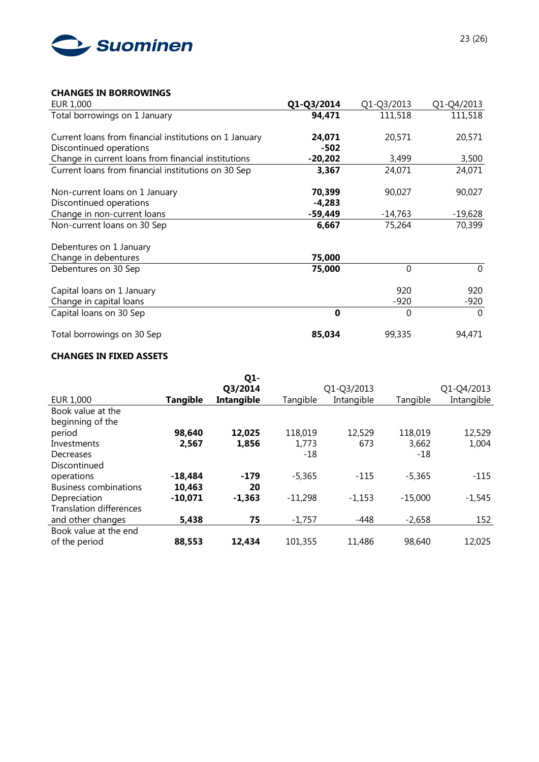### CHANGES IN BORROWINGS

| EUR 1,000 | **Q1-Q3/2014** | Q1-Q3/2013 | Q1-Q4/2013 |
|---|---|---|---|
| Total borrowings on 1 January | **94,471** | 111,518 | 111,518 |
| | | | |
| Current loans from financial institutions on 1 January | **24,071** | 20,571 | 20,571 |
| Discontinued operations | **-502** | | |
| Change in current loans from financial institutions | **-20,202** | 3,499 | 3,500 |
| Current loans from financial institutions on 30 Sep | **3,367** | 24,071 | 24,071 |
| | | | |
| Non-current loans on 1 January | **70,399** | 90,027 | 90,027 |
| Discontinued operations | **-4,283** | | |
| Change in non-current loans | **-59,449** | -14,763 | -19,628 |
| Non-current loans on 30 Sep | **6,667** | 75,264 | 70,399 |
| | | | |
| Debentures on 1 January | | | |
| Change in debentures | **75,000** | | |
| Debentures on 30 Sep | **75,000** | 0 | 0 |
| | | | |
| Capital loans on 1 January | | 920 | 920 |
| Change in capital loans | | -920 | -920 |
| Capital loans on 30 Sep | **0** | 0 | 0 |
| | | | |
| Total borrowings on 30 Sep | **85,034** | 99,335 | 94,471 |

### CHANGES IN FIXED ASSETS

| | **Q1-Q3/2014** | | Q1-Q3/2013 | | Q1-Q4/2013 | |
|---|---|---|---|---|---|---|
| EUR 1,000 | **Tangible** | **Intangible** | Tangible | Intangible | Tangible | Intangible |
| Book value at the beginning of the period | **98,640** | **12,025** | 118,019 | 12,529 | 118,019 | 12,529 |
| Investments | **2,567** | **1,856** | 1,773 | 673 | 3,662 | 1,004 |
| Decreases | | | -18 | | -18 | |
| Discontinued operations | **-18,484** | **-179** | -5,365 | -115 | -5,365 | -115 |
| Business combinations | **10,463** | **20** | | | | |
| Depreciation | **-10,071** | **-1,363** | -11,298 | -1,153 | -15,000 | -1,545 |
| Translation differences and other changes | **5,438** | **75** | -1,757 | -448 | -2,658 | 152 |
| Book value at the end of the period | **88,553** | **12,434** | 101,355 | 11,486 | 98,640 | 12,025 |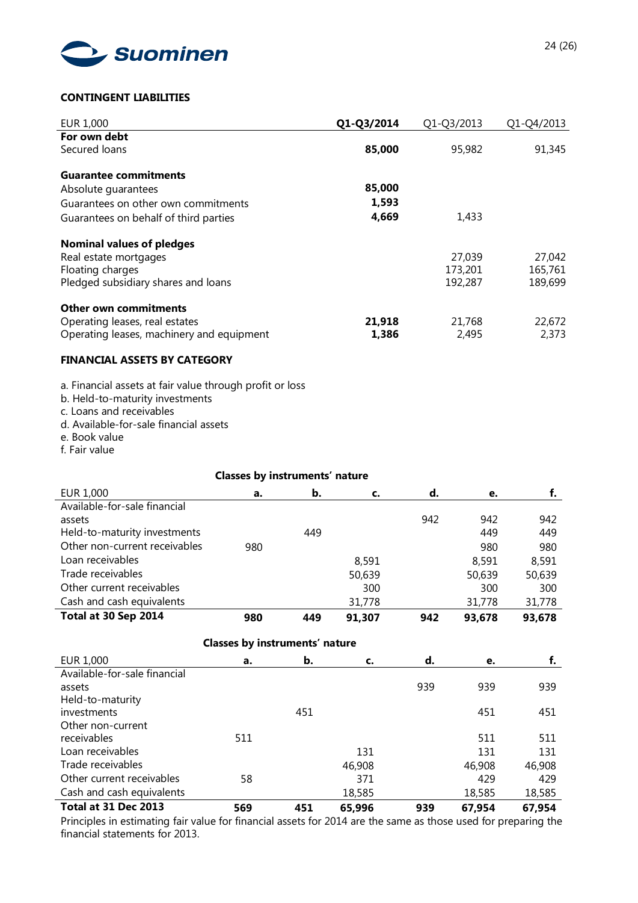## CONTINGENT LIABILITIES

| EUR 1,000 | Q1-Q3/2014 | Q1-Q3/2013 | Q1-Q4/2013 |
|---|---|---|---|
| **For own debt** | | | |
| Secured loans | **85,000** | 95,982 | 91,345 |
| | | | |
| **Guarantee commitments** | | | |
| Absolute guarantees | **85,000** | | |
| Guarantees on other own commitments | **1,593** | | |
| Guarantees on behalf of third parties | **4,669** | 1,433 | |
| | | | |
| **Nominal values of pledges** | | | |
| Real estate mortgages | | 27,039 | 27,042 |
| Floating charges | | 173,201 | 165,761 |
| Pledged subsidiary shares and loans | | 192,287 | 189,699 |
| | | | |
| **Other own commitments** | | | |
| Operating leases, real estates | **21,918** | 21,768 | 22,672 |
| Operating leases, machinery and equipment | **1,386** | 2,495 | 2,373 |

## FINANCIAL ASSETS BY CATEGORY

a. Financial assets at fair value through profit or loss
b. Held-to-maturity investments
c. Loans and receivables
d. Available-for-sale financial assets
e. Book value
f. Fair value

| | Classes by instruments' nature | | | | | |
|---|---|---|---|---|---|---|
| EUR 1,000 | a. | b. | c. | d. | e. | f. |
| Available-for-sale financial assets | | | | 942 | 942 | 942 |
| Held-to-maturity investments | | 449 | | | 449 | 449 |
| Other non-current receivables | 980 | | | | 980 | 980 |
| Loan receivables | | | 8,591 | | 8,591 | 8,591 |
| Trade receivables | | | 50,639 | | 50,639 | 50,639 |
| Other current receivables | | | 300 | | 300 | 300 |
| Cash and cash equivalents | | | 31,778 | | 31,778 | 31,778 |
| **Total at 30 Sep 2014** | **980** | **449** | **91,307** | **942** | **93,678** | **93,678** |

| | Classes by instruments' nature | | | | | |
|---|---|---|---|---|---|---|
| EUR 1,000 | a. | b. | c. | d. | e. | f. |
| Available-for-sale financial assets | | | | 939 | 939 | 939 |
| Held-to-maturity investments | | 451 | | | 451 | 451 |
| Other non-current receivables | 511 | | | | 511 | 511 |
| Loan receivables | | | 131 | | 131 | 131 |
| Trade receivables | | | 46,908 | | 46,908 | 46,908 |
| Other current receivables | 58 | | 371 | | 429 | 429 |
| Cash and cash equivalents | | | 18,585 | | 18,585 | 18,585 |
| **Total at 31 Dec 2013** | **569** | **451** | **65,996** | **939** | **67,954** | **67,954** |

Principles in estimating fair value for financial assets for 2014 are the same as those used for preparing the financial statements for 2013.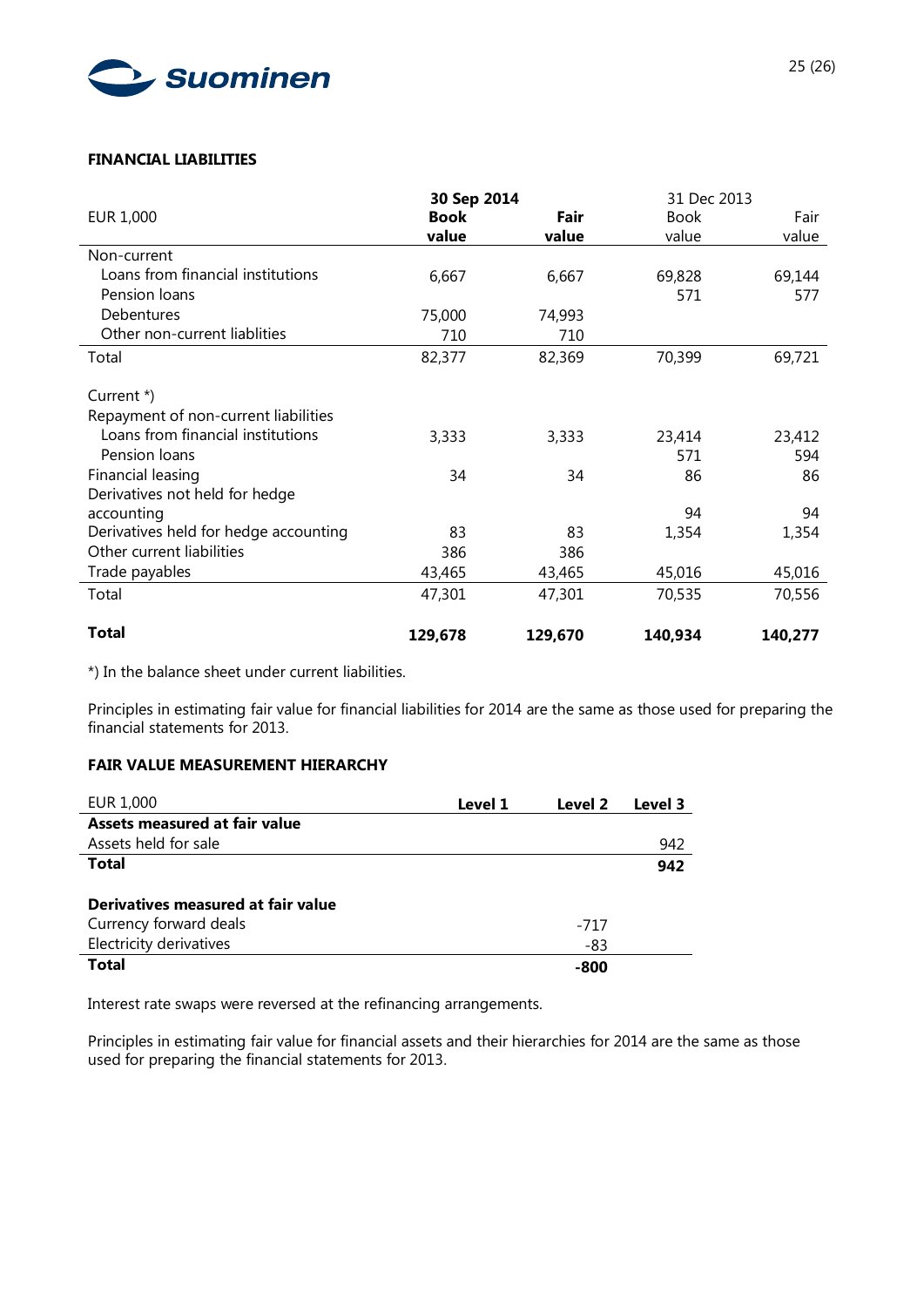## FINANCIAL LIABILITIES

| EUR 1,000 | **30 Sep 2014** | | 31 Dec 2013 | |
|---|---|---|---|---|
| | **Book value** | **Fair value** | Book value | Fair value |
| Non-current | | | | |
| Loans from financial institutions | 6,667 | 6,667 | 69,828 | 69,144 |
| Pension loans | | | 571 | 577 |
| Debentures | 75,000 | 74,993 | | |
| Other non-current liablities | 710 | 710 | | |
| Total | 82,377 | 82,369 | 70,399 | 69,721 |
| | | | | |
| Current *) | | | | |
| Repayment of non-current liabilities | | | | |
| Loans from financial institutions | 3,333 | 3,333 | 23,414 | 23,412 |
| Pension loans | | | 571 | 594 |
| Financial leasing | 34 | 34 | 86 | 86 |
| Derivatives not held for hedge accounting | | | 94 | 94 |
| Derivatives held for hedge accounting | 83 | 83 | 1,354 | 1,354 |
| Other current liabilities | 386 | 386 | | |
| Trade payables | 43,465 | 43,465 | 45,016 | 45,016 |
| Total | 47,301 | 47,301 | 70,535 | 70,556 |
| | | | | |
| **Total** | **129,678** | **129,670** | **140,934** | **140,277** |

*) In the balance sheet under current liabilities.

Principles in estimating fair value for financial liabilities for 2014 are the same as those used for preparing the financial statements for 2013.

## FAIR VALUE MEASUREMENT HIERARCHY

| EUR 1,000 | **Level 1** | **Level 2** | **Level 3** |
|---|---|---|---|
| **Assets measured at fair value** | | | |
| Assets held for sale | | | 942 |
| **Total** | | | **942** |
| | | | |
| **Derivatives measured at fair value** | | | |
| Currency forward deals | | -717 | |
| Electricity derivatives | | -83 | |
| **Total** | | **-800** | |

Interest rate swaps were reversed at the refinancing arrangements.

Principles in estimating fair value for financial assets and their hierarchies for 2014 are the same as those used for preparing the financial statements for 2013.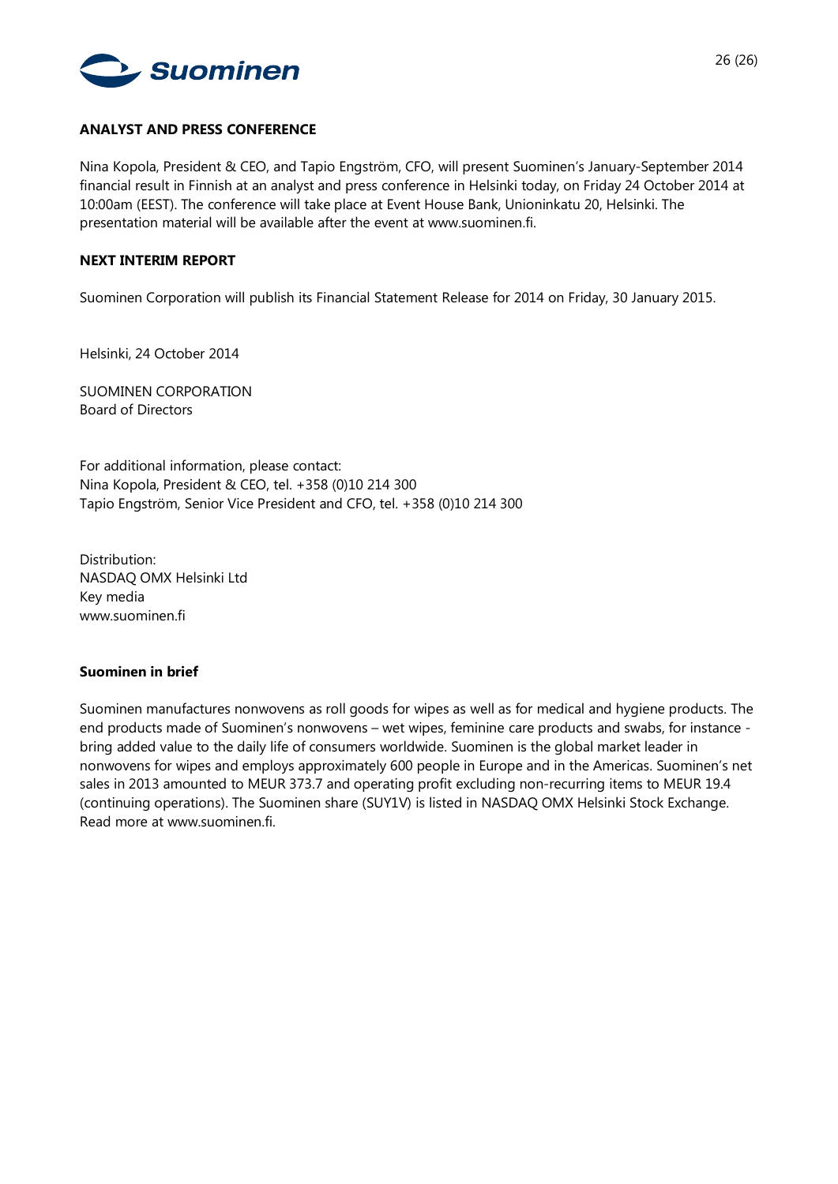**ANALYST AND PRESS CONFERENCE**

Nina Kopola, President & CEO, and Tapio Engström, CFO, will present Suominen's January-September 2014 financial result in Finnish at an analyst and press conference in Helsinki today, on Friday 24 October 2014 at 10:00am (EEST). The conference will take place at Event House Bank, Unioninkatu 20, Helsinki. The presentation material will be available after the event at www.suominen.fi.

**NEXT INTERIM REPORT**

Suominen Corporation will publish its Financial Statement Release for 2014 on Friday, 30 January 2015.

Helsinki, 24 October 2014

SUOMINEN CORPORATION
Board of Directors

For additional information, please contact:
Nina Kopola, President & CEO, tel. +358 (0)10 214 300
Tapio Engström, Senior Vice President and CFO, tel. +358 (0)10 214 300

Distribution:
NASDAQ OMX Helsinki Ltd
Key media
www.suominen.fi

**Suominen in brief**

Suominen manufactures nonwovens as roll goods for wipes as well as for medical and hygiene products. The end products made of Suominen's nonwovens – wet wipes, feminine care products and swabs, for instance - bring added value to the daily life of consumers worldwide. Suominen is the global market leader in nonwovens for wipes and employs approximately 600 people in Europe and in the Americas. Suominen's net sales in 2013 amounted to MEUR 373.7 and operating profit excluding non-recurring items to MEUR 19.4 (continuing operations). The Suominen share (SUY1V) is listed in NASDAQ OMX Helsinki Stock Exchange. Read more at www.suominen.fi.